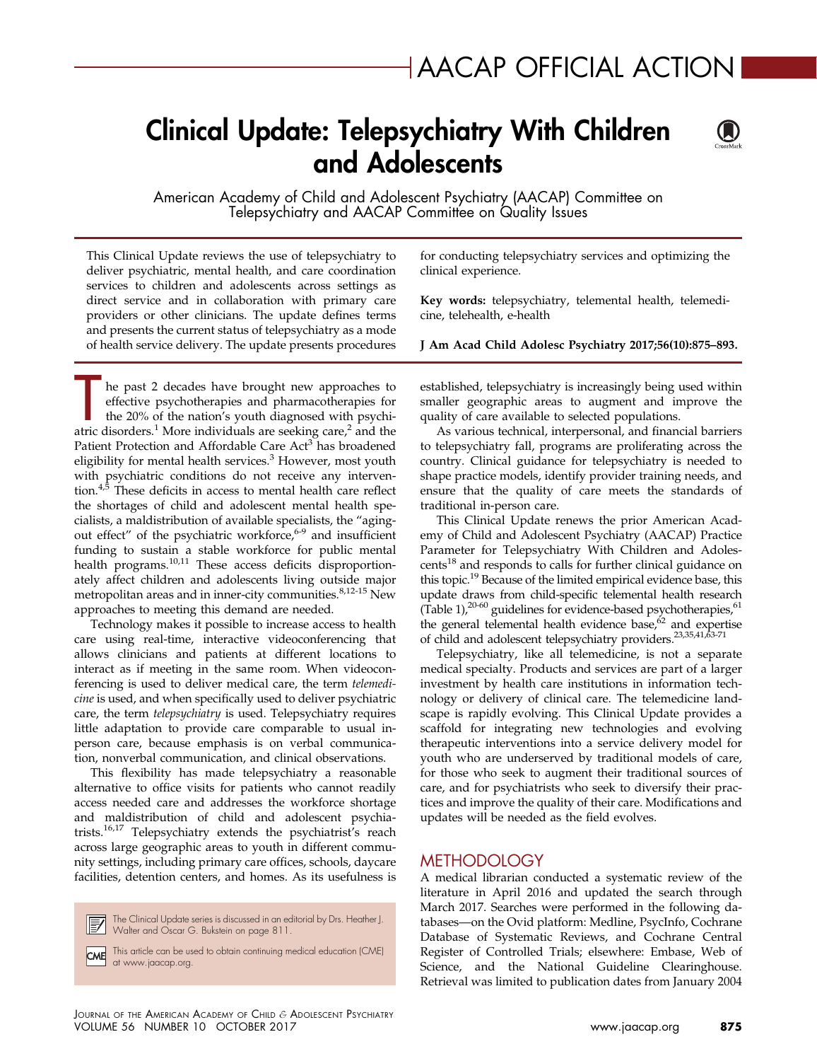# AACAP OFFICIAL ACTION

# Clinical Update: Telepsychiatry With Children and Adolescents

American Academy of Child and Adolescent Psychiatry (AACAP) Committee on Telepsychiatry and AACAP Committee on Quality Issues

This Clinical Update reviews the use of telepsychiatry to deliver psychiatric, mental health, and care coordination services to children and adolescents across settings as direct service and in collaboration with primary care providers or other clinicians. The update defines terms and presents the current status of telepsychiatry as a mode of health service delivery. The update presents procedures for conducting telepsychiatry services and optimizing the clinical experience.

**Key words:** telepsychiatry, telemental health, telemedicine, telehealth, e-health

**J Am Acad Child Adolesc Psychiatry 2017;56(10):875–893.**

The past 2 decades have brought new approaches to effective psychotherapies and pharmacotherapies for the 20% of the nation's youth diagnosed with psychiatric disorders.[1] More individuals are seeking care,[2] and the Patient Protection and Affordable Care Act[3] has broadened eligibility for mental health services.[3] However, most youth with psychiatric conditions do not receive any intervention.[4,5] These deficits in access to mental health care reflect the shortages of child and adolescent mental health specialists, a maldistribution of available specialists, the "aging-out effect" of the psychiatric workforce,[6-9] and insufficient funding to sustain a stable workforce for public mental health programs.[10,11] These access deficits disproportionately affect children and adolescents living outside major metropolitan areas and in inner-city communities.[8,12-15] New approaches to meeting this demand are needed.

Technology makes it possible to increase access to health care using real-time, interactive videoconferencing that allows clinicians and patients at different locations to interact as if meeting in the same room. When videoconferencing is used to deliver medical care, the term *telemedicine* is used, and when specifically used to deliver psychiatric care, the term *telepsychiatry* is used. Telepsychiatry requires little adaptation to provide care comparable to usual in-person care, because emphasis is on verbal communication, nonverbal communication, and clinical observations.

This flexibility has made telepsychiatry a reasonable alternative to office visits for patients who cannot readily access needed care and addresses the workforce shortage and maldistribution of child and adolescent psychiatrists.[16,17] Telepsychiatry extends the psychiatrist's reach across large geographic areas to youth in different community settings, including primary care offices, schools, daycare facilities, detention centers, and homes. As its usefulness is established, telepsychiatry is increasingly being used within smaller geographic areas to augment and improve the quality of care available to selected populations.

As various technical, interpersonal, and financial barriers to telepsychiatry fall, programs are proliferating across the country. Clinical guidance for telepsychiatry is needed to shape practice models, identify provider training needs, and ensure that the quality of care meets the standards of traditional in-person care.

This Clinical Update renews the prior American Academy of Child and Adolescent Psychiatry (AACAP) Practice Parameter for Telepsychiatry With Children and Adolescents[18] and responds to calls for further clinical guidance on this topic.[19] Because of the limited empirical evidence base, this update draws from child-specific telemental health research (Table 1),[20-60] guidelines for evidence-based psychotherapies,[61] the general telemental health evidence base,[62] and expertise of child and adolescent telepsychiatry providers.[23,35,41,63-71]

Telepsychiatry, like all telemedicine, is not a separate medical specialty. Products and services are part of a larger investment by health care institutions in information technology or delivery of clinical care. The telemedicine landscape is rapidly evolving. This Clinical Update provides a scaffold for integrating new technologies and evolving therapeutic interventions into a service delivery model for youth who are underserved by traditional models of care, for those who seek to augment their traditional sources of care, and for psychiatrists who seek to diversify their practices and improve the quality of their care. Modifications and updates will be needed as the field evolves.

## METHODOLOGY

A medical librarian conducted a systematic review of the literature in April 2016 and updated the search through March 2017. Searches were performed in the following databases—on the Ovid platform: Medline, PsycInfo, Cochrane Database of Systematic Reviews, and Cochrane Central Register of Controlled Trials; elsewhere: Embase, Web of Science, and the National Guideline Clearinghouse. Retrieval was limited to publication dates from January 2004

The Clinical Update series is discussed in an editorial by Drs. Heather J. Walter and Oscar G. Bukstein on page 811.

This article can be used to obtain continuing medical education (CME) at www.jaacap.org.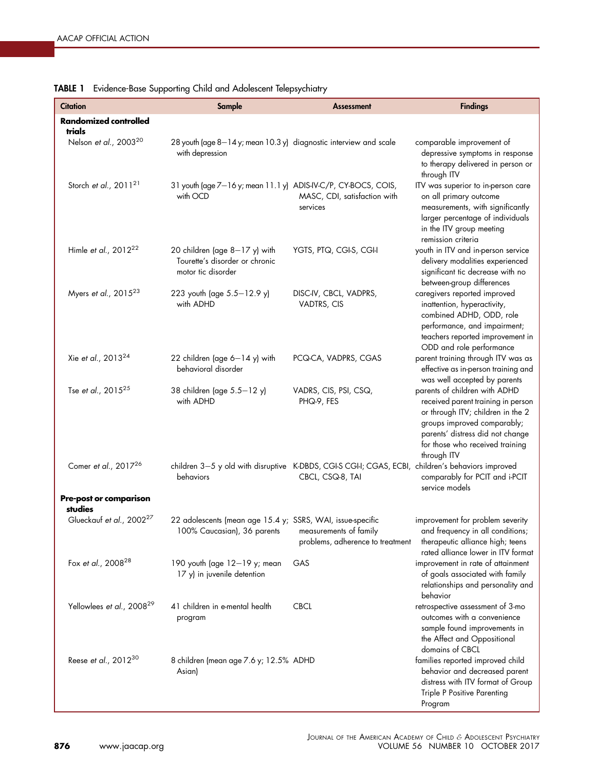**TABLE 1** Evidence-Base Supporting Child and Adolescent Telepsychiatry

| Citation | Sample | Assessment | Findings |
|---|---|---|---|
| **Randomized controlled trials** | | | |
| Nelson *et al.*, 2003[20] | 28 youth (age 8–14 y; mean 10.3 y) with depression | diagnostic interview and scale | comparable improvement of depressive symptoms in response to therapy delivered in person or through ITV |
| Storch *et al.*, 2011[21] | 31 youth (age 7–16 y; mean 11.1 y) with OCD | ADIS-IV-C/P, CY-BOCS, COIS, MASC, CDI, satisfaction with services | ITV was superior to in-person care on all primary outcome measurements, with significantly larger percentage of individuals in the ITV group meeting remission criteria |
| Himle *et al.*, 2012[22] | 20 children (age 8–17 y) with Tourette's disorder or chronic motor tic disorder | YGTS, PTQ, CGI-S, CGI-I | youth in ITV and in-person service delivery modalities experienced significant tic decrease with no between-group differences |
| Myers *et al.*, 2015[23] | 223 youth (age 5.5–12.9 y) with ADHD | DISC-IV, CBCL, VADPRS, VADTRS, CIS | caregivers reported improved inattention, hyperactivity, combined ADHD, ODD, role performance, and impairment; teachers reported improvement in ODD and role performance |
| Xie *et al.*, 2013[24] | 22 children (age 6–14 y) with behavioral disorder | PCQ-CA, VADPRS, CGAS | parent training through ITV was as effective as in-person training and was well accepted by parents |
| Tse *et al.*, 2015[25] | 38 children (age 5.5–12 y) with ADHD | VADRS, CIS, PSI, CSQ, PHQ-9, FES | parents of children with ADHD received parent training in person or through ITV; children in the 2 groups improved comparably; parents' distress did not change for those who received training through ITV |
| Comer *et al.*, 2017[26] | children 3–5 y old with disruptive behaviors | K-DBDS, CGI-S CGI-I; CGAS, ECBI, CBCL, CSQ-8, TAI | children's behaviors improved comparably for PCIT and i-PCIT service models |
| **Pre-post or comparison studies** | | | |
| Glueckauf *et al.*, 2002[27] | 22 adolescents (mean age 15.4 y; 100% Caucasian), 36 parents | SSRS, WAI, issue-specific measurements of family problems, adherence to treatment | improvement for problem severity and frequency in all conditions; therapeutic alliance high; teens rated alliance lower in ITV format |
| Fox *et al.*, 2008[28] | 190 youth (age 12–19 y; mean 17 y) in juvenile detention | GAS | improvement in rate of attainment of goals associated with family relationships and personality and behavior |
| Yellowlees *et al.*, 2008[29] | 41 children in e-mental health program | CBCL | retrospective assessment of 3-mo outcomes with a convenience sample found improvements in the Affect and Oppositional domains of CBCL |
| Reese *et al.*, 2012[30] | 8 children (mean age 7.6 y; 12.5% Asian) | ADHD | families reported improved child behavior and decreased parent distress with ITV format of Group Triple P Positive Parenting Program |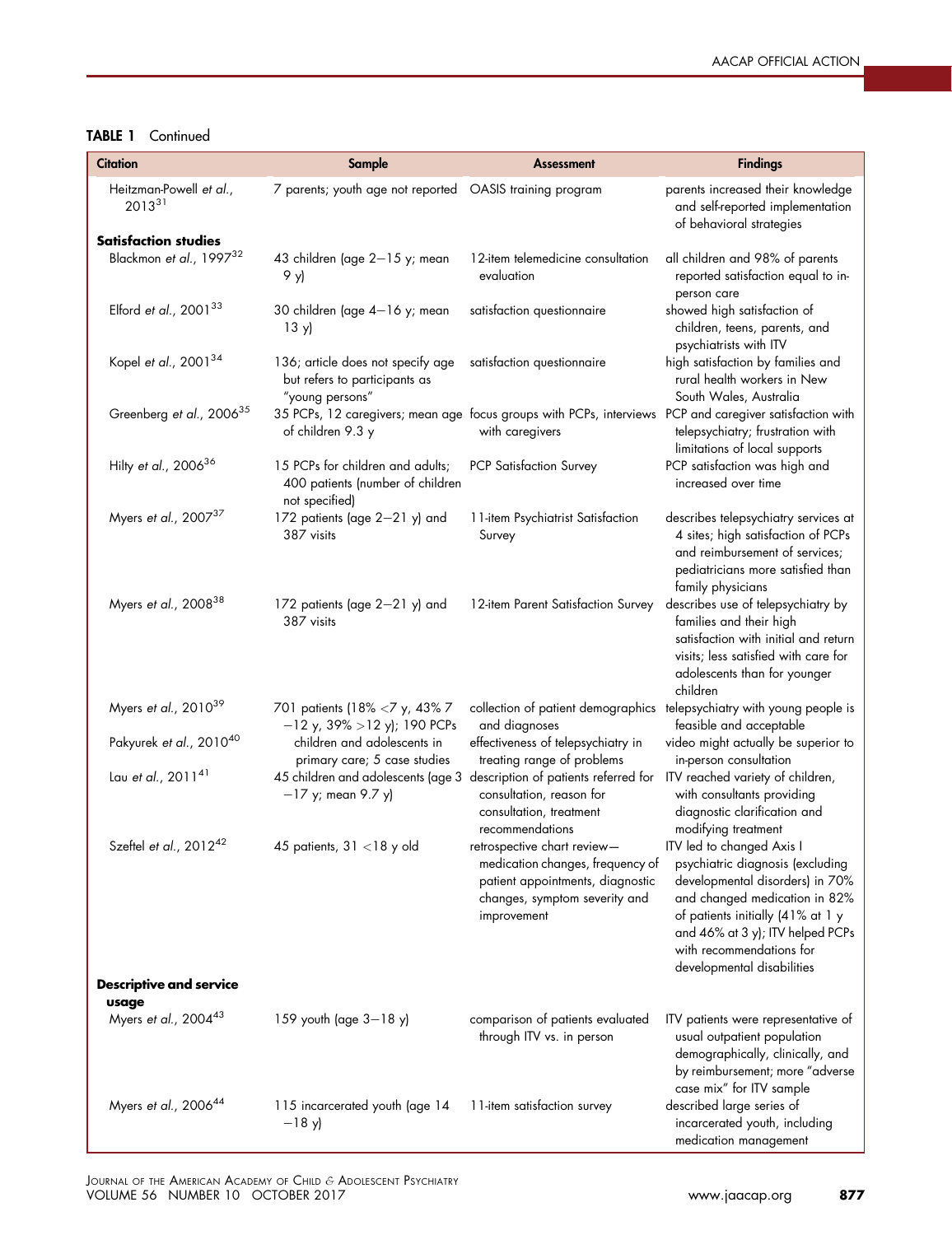**TABLE 1** Continued

| Citation | Sample | Assessment | Findings |
|---|---|---|---|
| Heitzman-Powell *et al.*, 2013[31] | 7 parents; youth age not reported | OASIS training program | parents increased their knowledge and self-reported implementation of behavioral strategies |
| **Satisfaction studies** | | | |
| Blackmon *et al.*, 1997[32] | 43 children (age 2–15 y; mean 9 y) | 12-item telemedicine consultation evaluation | all children and 98% of parents reported satisfaction equal to in-person care |
| Elford *et al.*, 2001[33] | 30 children (age 4–16 y; mean 13 y) | satisfaction questionnaire | showed high satisfaction of children, teens, parents, and psychiatrists with ITV |
| Kopel *et al.*, 2001[34] | 136; article does not specify age but refers to participants as "young persons" | satisfaction questionnaire | high satisfaction by families and rural health workers in New South Wales, Australia |
| Greenberg *et al.*, 2006[35] | 35 PCPs, 12 caregivers; mean age of children 9.3 y | focus groups with PCPs, interviews with caregivers | PCP and caregiver satisfaction with telepsychiatry; frustration with limitations of local supports |
| Hilty *et al.*, 2006[36] | 15 PCPs for children and adults; 400 patients (number of children not specified) | PCP Satisfaction Survey | PCP satisfaction was high and increased over time |
| Myers *et al.*, 2007[37] | 172 patients (age 2–21 y) and 387 visits | 11-item Psychiatrist Satisfaction Survey | describes telepsychiatry services at 4 sites; high satisfaction of PCPs and reimbursement of services; pediatricians more satisfied than family physicians |
| Myers *et al.*, 2008[38] | 172 patients (age 2–21 y) and 387 visits | 12-item Parent Satisfaction Survey | describes use of telepsychiatry by families and their high satisfaction with initial and return visits; less satisfied with care for adolescents than for younger children |
| Myers *et al.*, 2010[39] | 701 patients (18% <7 y, 43% 7–12 y, 39% >12 y); 190 PCPs | collection of patient demographics and diagnoses | telepsychiatry with young people is feasible and acceptable |
| Pakyurek *et al.*, 2010[40] | children and adolescents in primary care; 5 case studies | effectiveness of telepsychiatry in treating range of problems | video might actually be superior to in-person consultation |
| Lau *et al.*, 2011[41] | 45 children and adolescents (age 3–17 y; mean 9.7 y) | description of patients referred for consultation, reason for consultation, treatment recommendations | ITV reached variety of children, with consultants providing diagnostic clarification and modifying treatment |
| Szeftel *et al.*, 2012[42] | 45 patients, 31 <18 y old | retrospective chart review—medication changes, frequency of patient appointments, diagnostic changes, symptom severity and improvement | ITV led to changed Axis I psychiatric diagnosis (excluding developmental disorders) in 70% and changed medication in 82% of patients initially (41% at 1 y and 46% at 3 y); ITV helped PCPs with recommendations for developmental disabilities |
| **Descriptive and service usage** | | | |
| Myers *et al.*, 2004[43] | 159 youth (age 3–18 y) | comparison of patients evaluated through ITV vs. in person | ITV patients were representative of usual outpatient population demographically, clinically, and by reimbursement; more "adverse case mix" for ITV sample |
| Myers *et al.*, 2006[44] | 115 incarcerated youth (age 14–18 y) | 11-item satisfaction survey | described large series of incarcerated youth, including medication management |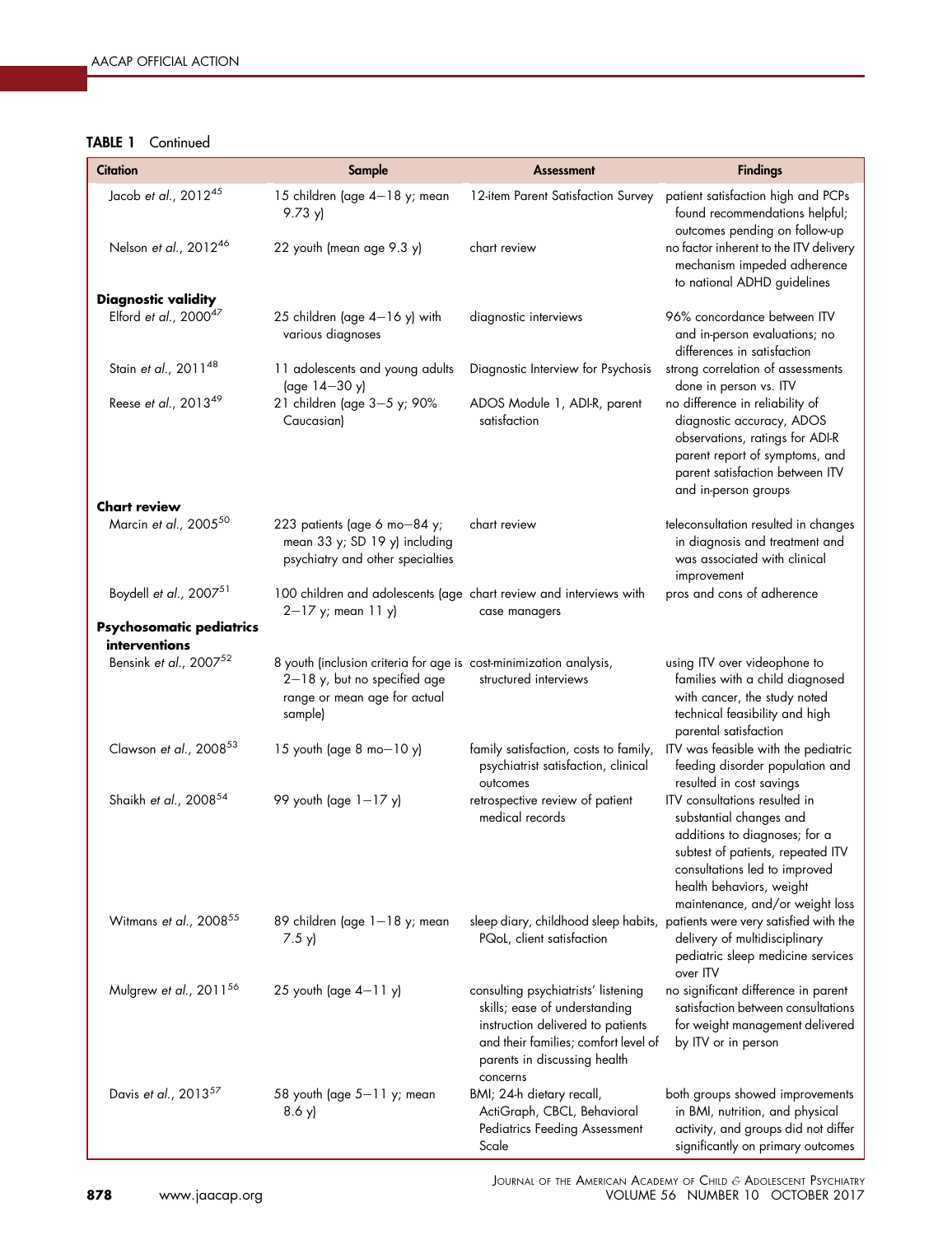**TABLE 1** Continued

| Citation | Sample | Assessment | Findings |
|---|---|---|---|
| Jacob *et al.*, 2012[45] | 15 children (age 4−18 y; mean 9.73 y) | 12-item Parent Satisfaction Survey | patient satisfaction high and PCPs found recommendations helpful; outcomes pending on follow-up |
| Nelson *et al.*, 2012[46] | 22 youth (mean age 9.3 y) | chart review | no factor inherent to the ITV delivery mechanism impeded adherence to national ADHD guidelines |
| **Diagnostic validity** | | | |
| Elford *et al.*, 2000[47] | 25 children (age 4−16 y) with various diagnoses | diagnostic interviews | 96% concordance between ITV and in-person evaluations; no differences in satisfaction |
| Stain *et al.*, 2011[48] | 11 adolescents and young adults (age 14−30 y) | Diagnostic Interview for Psychosis | strong correlation of assessments done in person vs. ITV |
| Reese *et al.*, 2013[49] | 21 children (age 3−5 y; 90% Caucasian) | ADOS Module 1, ADI-R, parent satisfaction | no difference in reliability of diagnostic accuracy, ADOS observations, ratings for ADI-R parent report of symptoms, and parent satisfaction between ITV and in-person groups |
| **Chart review** | | | |
| Marcin *et al.*, 2005[50] | 223 patients (age 6 mo−84 y; mean 33 y; SD 19 y) including psychiatry and other specialties | chart review | teleconsultation resulted in changes in diagnosis and treatment and was associated with clinical improvement |
| Boydell *et al.*, 2007[51] | 100 children and adolescents (age 2−17 y; mean 11 y) | chart review and interviews with case managers | pros and cons of adherence |
| **Psychosomatic pediatrics interventions** | | | |
| Bensink *et al.*, 2007[52] | 8 youth (inclusion criteria for age is 2−18 y, but no specified age range or mean age for actual sample) | cost-minimization analysis, structured interviews | using ITV over videophone to families with a child diagnosed with cancer, the study noted technical feasibility and high parental satisfaction |
| Clawson *et al.*, 2008[53] | 15 youth (age 8 mo−10 y) | family satisfaction, costs to family, psychiatrist satisfaction, clinical outcomes | ITV was feasible with the pediatric feeding disorder population and resulted in cost savings |
| Shaikh *et al.*, 2008[54] | 99 youth (age 1−17 y) | retrospective review of patient medical records | ITV consultations resulted in substantial changes and additions to diagnoses; for a subtest of patients, repeated ITV consultations led to improved health behaviors, weight maintenance, and/or weight loss |
| Witmans *et al.*, 2008[55] | 89 children (age 1−18 y; mean 7.5 y) | sleep diary, childhood sleep habits, PQoL, client satisfaction | patients were very satisfied with the delivery of multidisciplinary pediatric sleep medicine services over ITV |
| Mulgrew *et al.*, 2011[56] | 25 youth (age 4−11 y) | consulting psychiatrists' listening skills; ease of understanding instruction delivered to patients and their families; comfort level of parents in discussing health concerns | no significant difference in parent satisfaction between consultations for weight management delivered by ITV or in person |
| Davis *et al.*, 2013[57] | 58 youth (age 5−11 y; mean 8.6 y) | BMI; 24-h dietary recall, ActiGraph, CBCL, Behavioral Pediatrics Feeding Assessment Scale | both groups showed improvements in BMI, nutrition, and physical activity, and groups did not differ significantly on primary outcomes |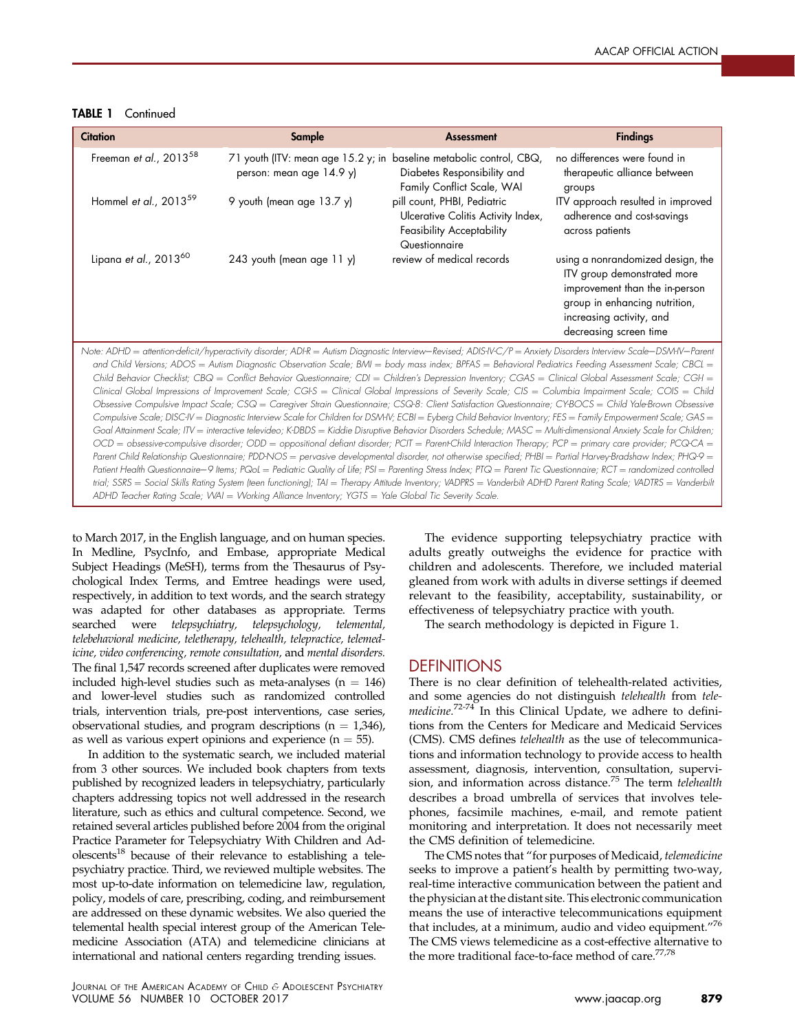**TABLE 1** Continued

| Citation | Sample | Assessment | Findings |
|---|---|---|---|
| Freeman *et al.*, 2013[58] | 71 youth (ITV: mean age 15.2 y; in person: mean age 14.9 y) | baseline metabolic control, CBQ, Diabetes Responsibility and Family Conflict Scale, WAI | no differences were found in therapeutic alliance between groups |
| Hommel *et al.*, 2013[59] | 9 youth (mean age 13.7 y) | pill count, PHBI, Pediatric Ulcerative Colitis Activity Index, Feasibility Acceptability Questionnaire | ITV approach resulted in improved adherence and cost-savings across patients |
| Lipana *et al.*, 2013[60] | 243 youth (mean age 11 y) | review of medical records | using a nonrandomized design, the ITV group demonstrated more improvement than the in-person group in enhancing nutrition, increasing activity, and decreasing screen time |

*Note: ADHD = attention-deficit/hyperactivity disorder; ADI-R = Autism Diagnostic Interview—Revised; ADIS-IV-C/P = Anxiety Disorders Interview Scale—DSM-IV—Parent and Child Versions; ADOS = Autism Diagnostic Observation Scale; BMI = body mass index; BPFAS = Behavioral Pediatrics Feeding Assessment Scale; CBCL = Child Behavior Checklist; CBQ = Conflict Behavior Questionnaire; CDI = Children's Depression Inventory; CGAS = Clinical Global Assessment Scale; CGI-I = Clinical Global Impressions of Improvement Scale; CGI-S = Clinical Global Impressions of Severity Scale; CIS = Columbia Impairment Scale; COIS = Child Obsessive Compulsive Impact Scale; CSQ = Caregiver Strain Questionnaire; CSQ-8: Client Satisfaction Questionnaire; CY-BOCS = Child Yale-Brown Obsessive Compulsive Scale; DISC-IV = Diagnostic Interview Scale for Children for DSM-IV; ECBI = Eyberg Child Behavior Inventory; FES = Family Empowerment Scale; GAS = Goal Attainment Scale; ITV = interactive televideo; K-DBDS = Kiddie Disruptive Behavior Disorders Schedule; MASC = Multi-dimensional Anxiety Scale for Children; OCD = obsessive-compulsive disorder; ODD = oppositional defiant disorder; PCIT = Parent-Child Interaction Therapy; PCP = primary care provider; PCQ-CA = Parent Child Relationship Questionnaire; PDD-NOS = pervasive developmental disorder, not otherwise specified; PHBI = Partial Harvey-Bradshaw Index; PHQ-9 = Patient Health Questionnaire—9 Items; PQoL = Pediatric Quality of Life; PSI = Parenting Stress Index; PTQ = Parent Tic Questionnaire; RCT = randomized controlled trial; SSRS = Social Skills Rating System (teen functioning); TAI = Therapy Attitude Inventory; VADPRS = Vanderbilt ADHD Parent Rating Scale; VADTRS = Vanderbilt ADHD Teacher Rating Scale; WAI = Working Alliance Inventory; YGTS = Yale Global Tic Severity Scale.*

to March 2017, in the English language, and on human species. In Medline, PsycInfo, and Embase, appropriate Medical Subject Headings (MeSH), terms from the Thesaurus of Psychological Index Terms, and Emtree headings were used, respectively, in addition to text words, and the search strategy was adapted for other databases as appropriate. Terms searched were *telepsychiatry, telepsychology, telemental, telebehavioral medicine, teletherapy, telehealth, telepractice, telemedicine, video conferencing, remote consultation,* and *mental disorders.* The final 1,547 records screened after duplicates were removed included high-level studies such as meta-analyses (n = 146) and lower-level studies such as randomized controlled trials, intervention trials, pre-post interventions, case series, observational studies, and program descriptions (n = 1,346), as well as various expert opinions and experience (n = 55).

In addition to the systematic search, we included material from 3 other sources. We included book chapters from texts published by recognized leaders in telepsychiatry, particularly chapters addressing topics not well addressed in the research literature, such as ethics and cultural competence. Second, we retained several articles published before 2004 from the original Practice Parameter for Telepsychiatry With Children and Adolescents[18] because of their relevance to establishing a telepsychiatry practice. Third, we reviewed multiple websites. The most up-to-date information on telemedicine law, regulation, policy, models of care, prescribing, coding, and reimbursement are addressed on these dynamic websites. We also queried the telemental health special interest group of the American Telemedicine Association (ATA) and telemedicine clinicians at international and national centers regarding trending issues.

The evidence supporting telepsychiatry practice with adults greatly outweighs the evidence for practice with children and adolescents. Therefore, we included material gleaned from work with adults in diverse settings if deemed relevant to the feasibility, acceptability, sustainability, or effectiveness of telepsychiatry practice with youth.

The search methodology is depicted in Figure 1.

## DEFINITIONS

There is no clear definition of telehealth-related activities, and some agencies do not distinguish *telehealth* from *telemedicine.*[72-74] In this Clinical Update, we adhere to definitions from the Centers for Medicare and Medicaid Services (CMS). CMS defines *telehealth* as the use of telecommunications and information technology to provide access to health assessment, diagnosis, intervention, consultation, supervision, and information across distance.[75] The term *telehealth* describes a broad umbrella of services that involves telephones, facsimile machines, e-mail, and remote patient monitoring and interpretation. It does not necessarily meet the CMS definition of telemedicine.

The CMS notes that "for purposes of Medicaid, *telemedicine* seeks to improve a patient's health by permitting two-way, real-time interactive communication between the patient and the physician at the distant site. This electronic communication means the use of interactive telecommunications equipment that includes, at a minimum, audio and video equipment."[76] The CMS views telemedicine as a cost-effective alternative to the more traditional face-to-face method of care.[77,78]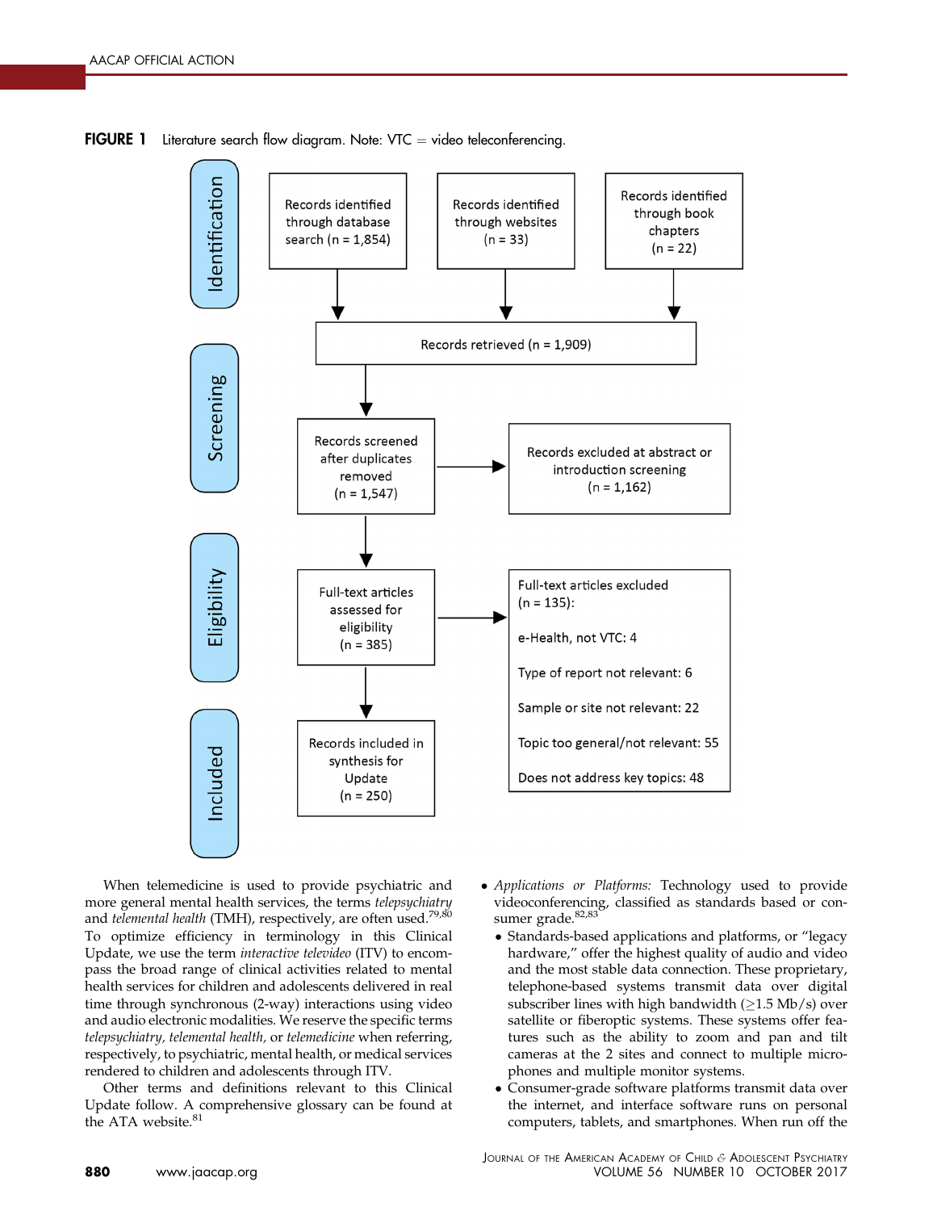**FIGURE 1** Literature search flow diagram. Note: VTC = video teleconferencing.

**Identification**

- Records identified through database search (n = 1,854)
- Records identified through websites (n = 33)
- Records identified through book chapters (n = 22)

Records retrieved (n = 1,909)

**Screening**

Records screened after duplicates removed (n = 1,547)

Records excluded at abstract or introduction screening (n = 1,162)

**Eligibility**

Full-text articles assessed for eligibility (n = 385)

Full-text articles excluded (n = 135):

- e-Health, not VTC: 4
- Type of report not relevant: 6
- Sample or site not relevant: 22
- Topic too general/not relevant: 55
- Does not address key topics: 48

**Included**

Records included in synthesis for Update (n = 250)

When telemedicine is used to provide psychiatric and more general mental health services, the terms *telepsychiatry* and *telemental health* (TMH), respectively, are often used.[79,80] To optimize efficiency in terminology in this Clinical Update, we use the term *interactive televideo* (ITV) to encompass the broad range of clinical activities related to mental health services for children and adolescents delivered in real time through synchronous (2-way) interactions using video and audio electronic modalities. We reserve the specific terms *telepsychiatry, telemental health,* or *telemedicine* when referring, respectively, to psychiatric, mental health, or medical services rendered to children and adolescents through ITV.

Other terms and definitions relevant to this Clinical Update follow. A comprehensive glossary can be found at the ATA website.[81]

- *Applications or Platforms:* Technology used to provide videoconferencing, classified as standards based or consumer grade.[82,83]
  - Standards-based applications and platforms, or "legacy hardware," offer the highest quality of audio and video and the most stable data connection. These proprietary, telephone-based systems transmit data over digital subscriber lines with high bandwidth ($\geq$1.5 Mb/s) over satellite or fiberoptic systems. These systems offer features such as the ability to zoom and pan and tilt cameras at the 2 sites and connect to multiple microphones and multiple monitor systems.
  - Consumer-grade software platforms transmit data over the internet, and interface software runs on personal computers, tablets, and smartphones. When run off the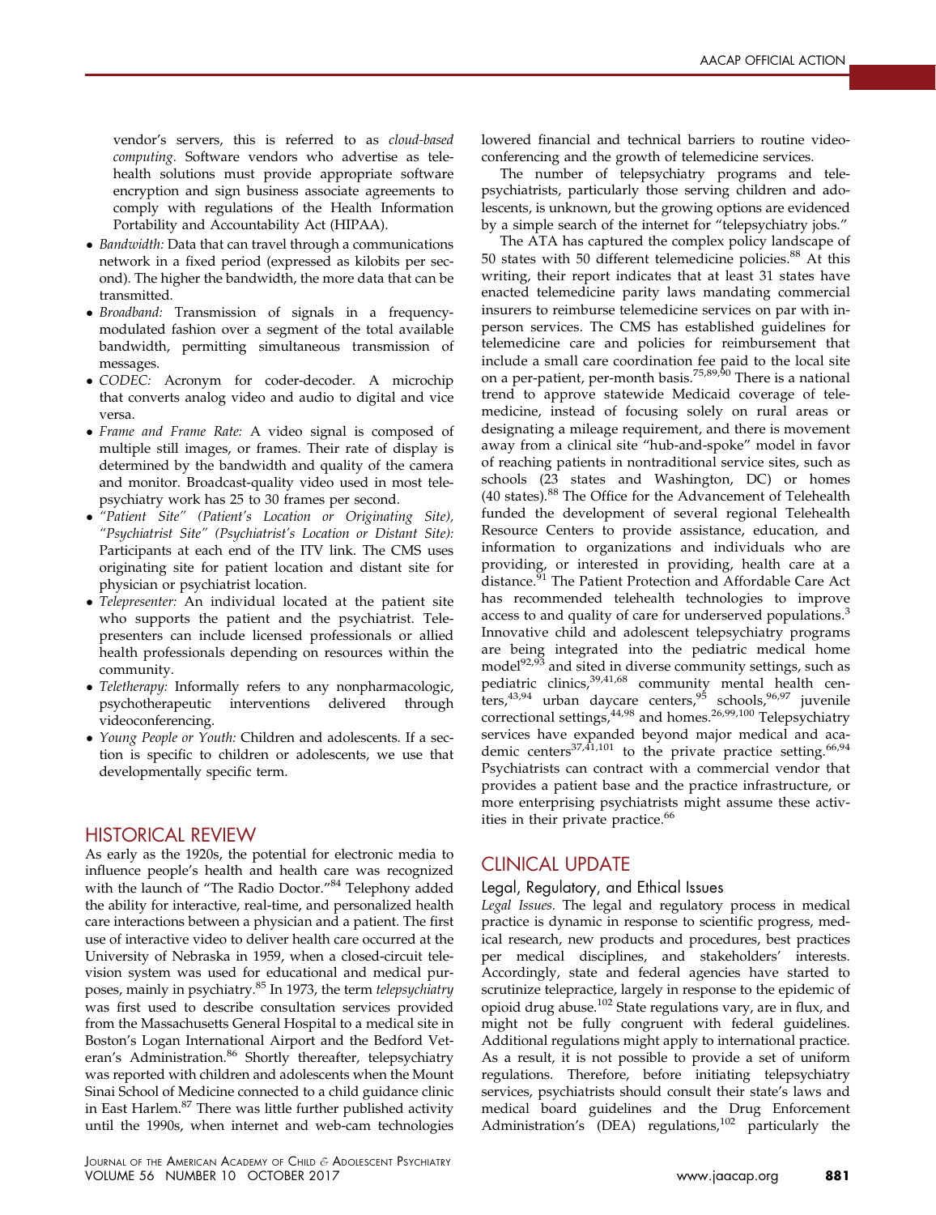vendor's servers, this is referred to as *cloud-based computing*. Software vendors who advertise as telehealth solutions must provide appropriate software encryption and sign business associate agreements to comply with regulations of the Health Information Portability and Accountability Act (HIPAA).

- *Bandwidth:* Data that can travel through a communications network in a fixed period (expressed as kilobits per second). The higher the bandwidth, the more data that can be transmitted.
- *Broadband:* Transmission of signals in a frequency-modulated fashion over a segment of the total available bandwidth, permitting simultaneous transmission of messages.
- *CODEC:* Acronym for coder-decoder. A microchip that converts analog video and audio to digital and vice versa.
- *Frame and Frame Rate:* A video signal is composed of multiple still images, or frames. Their rate of display is determined by the bandwidth and quality of the camera and monitor. Broadcast-quality video used in most telepsychiatry work has 25 to 30 frames per second.
- *"Patient Site" (Patient's Location or Originating Site), "Psychiatrist Site" (Psychiatrist's Location or Distant Site):* Participants at each end of the ITV link. The CMS uses originating site for patient location and distant site for physician or psychiatrist location.
- *Telepresenter:* An individual located at the patient site who supports the patient and the psychiatrist. Telepresenters can include licensed professionals or allied health professionals depending on resources within the community.
- *Teletherapy:* Informally refers to any nonpharmacologic, psychotherapeutic interventions delivered through videoconferencing.
- *Young People or Youth:* Children and adolescents. If a section is specific to children or adolescents, we use that developmentally specific term.

## HISTORICAL REVIEW

As early as the 1920s, the potential for electronic media to influence people's health and health care was recognized with the launch of "The Radio Doctor."[84] Telephony added the ability for interactive, real-time, and personalized health care interactions between a physician and a patient. The first use of interactive video to deliver health care occurred at the University of Nebraska in 1959, when a closed-circuit television system was used for educational and medical purposes, mainly in psychiatry.[85] In 1973, the term *telepsychiatry* was first used to describe consultation services provided from the Massachusetts General Hospital to a medical site in Boston's Logan International Airport and the Bedford Veteran's Administration.[86] Shortly thereafter, telepsychiatry was reported with children and adolescents when the Mount Sinai School of Medicine connected to a child guidance clinic in East Harlem.[87] There was little further published activity until the 1990s, when internet and web-cam technologies lowered financial and technical barriers to routine videoconferencing and the growth of telemedicine services.

The number of telepsychiatry programs and telepsychiatrists, particularly those serving children and adolescents, is unknown, but the growing options are evidenced by a simple search of the internet for "telepsychiatry jobs."

The ATA has captured the complex policy landscape of 50 states with 50 different telemedicine policies.[88] At this writing, their report indicates that at least 31 states have enacted telemedicine parity laws mandating commercial insurers to reimburse telemedicine services on par with in-person services. The CMS has established guidelines for telemedicine care and policies for reimbursement that include a small care coordination fee paid to the local site on a per-patient, per-month basis.[75,89,90] There is a national trend to approve statewide Medicaid coverage of telemedicine, instead of focusing solely on rural areas or designating a mileage requirement, and there is movement away from a clinical site "hub-and-spoke" model in favor of reaching patients in nontraditional service sites, such as schools (23 states and Washington, DC) or homes (40 states).[88] The Office for the Advancement of Telehealth funded the development of several regional Telehealth Resource Centers to provide assistance, education, and information to organizations and individuals who are providing, or interested in providing, health care at a distance.[91] The Patient Protection and Affordable Care Act has recommended telehealth technologies to improve access to and quality of care for underserved populations.[3] Innovative child and adolescent telepsychiatry programs are being integrated into the pediatric medical home model[92,93] and sited in diverse community settings, such as pediatric clinics,[39,41,68] community mental health centers,[43,94] urban daycare centers,[95] schools,[96,97] juvenile correctional settings,[44,98] and homes.[26,99,100] Telepsychiatry services have expanded beyond major medical and academic centers[37,41,101] to the private practice setting.[66,94] Psychiatrists can contract with a commercial vendor that provides a patient base and the practice infrastructure, or more enterprising psychiatrists might assume these activities in their private practice.[66]

## CLINICAL UPDATE

### Legal, Regulatory, and Ethical Issues

*Legal Issues.* The legal and regulatory process in medical practice is dynamic in response to scientific progress, medical research, new products and procedures, best practices per medical disciplines, and stakeholders' interests. Accordingly, state and federal agencies have started to scrutinize telepractice, largely in response to the epidemic of opioid drug abuse.[102] State regulations vary, are in flux, and might not be fully congruent with federal guidelines. Additional regulations might apply to international practice. As a result, it is not possible to provide a set of uniform regulations. Therefore, before initiating telepsychiatry services, psychiatrists should consult their state's laws and medical board guidelines and the Drug Enforcement Administration's (DEA) regulations,[102] particularly the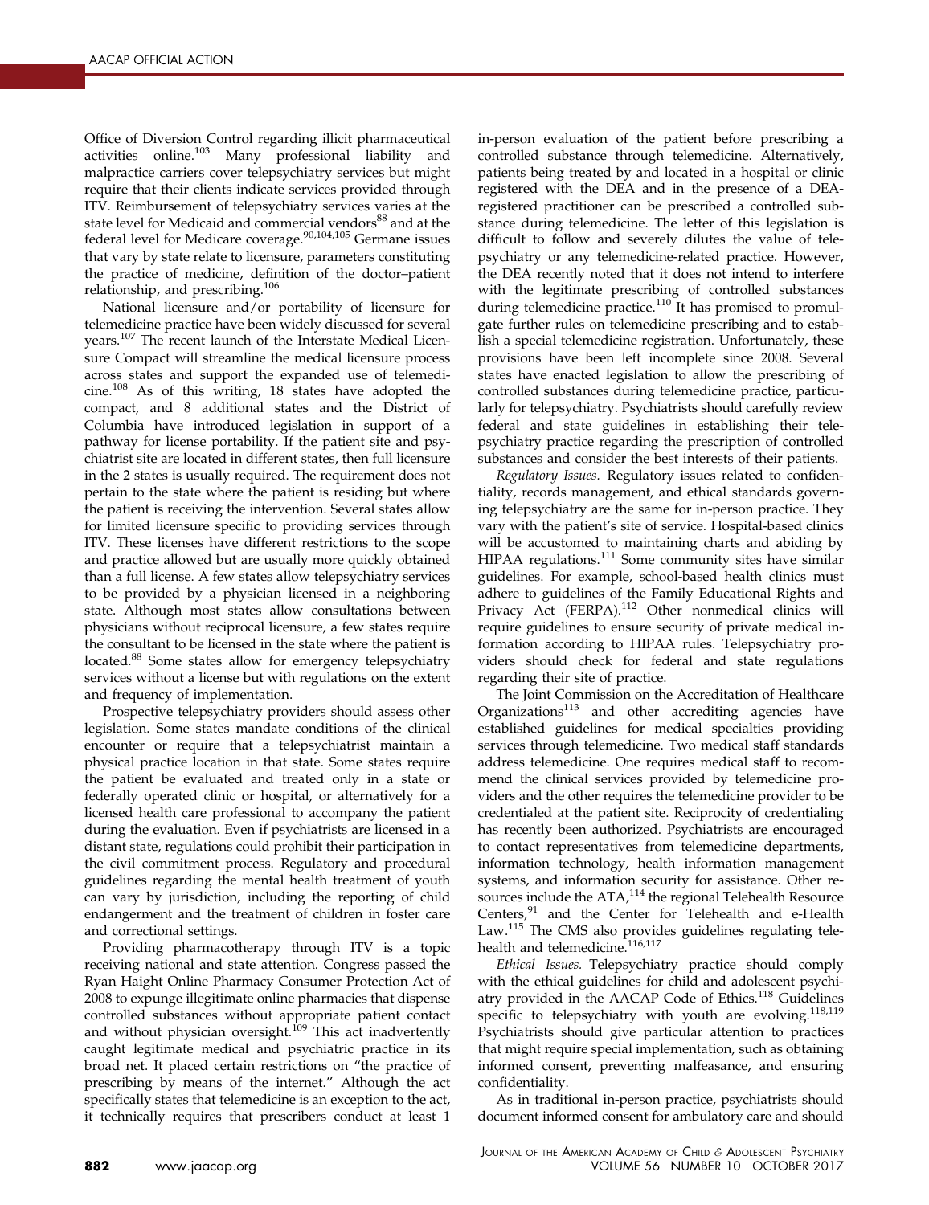Office of Diversion Control regarding illicit pharmaceutical activities online.[103] Many professional liability and malpractice carriers cover telepsychiatry services but might require that their clients indicate services provided through ITV. Reimbursement of telepsychiatry services varies at the state level for Medicaid and commercial vendors[88] and at the federal level for Medicare coverage.[90,104,105] Germane issues that vary by state relate to licensure, parameters constituting the practice of medicine, definition of the doctor–patient relationship, and prescribing.[106]

National licensure and/or portability of licensure for telemedicine practice have been widely discussed for several years.[107] The recent launch of the Interstate Medical Licensure Compact will streamline the medical licensure process across states and support the expanded use of telemedicine.[108] As of this writing, 18 states have adopted the compact, and 8 additional states and the District of Columbia have introduced legislation in support of a pathway for license portability. If the patient site and psychiatrist site are located in different states, then full licensure in the 2 states is usually required. The requirement does not pertain to the state where the patient is residing but where the patient is receiving the intervention. Several states allow for limited licensure specific to providing services through ITV. These licenses have different restrictions to the scope and practice allowed but are usually more quickly obtained than a full license. A few states allow telepsychiatry services to be provided by a physician licensed in a neighboring state. Although most states allow consultations between physicians without reciprocal licensure, a few states require the consultant to be licensed in the state where the patient is located.[88] Some states allow for emergency telepsychiatry services without a license but with regulations on the extent and frequency of implementation.

Prospective telepsychiatry providers should assess other legislation. Some states mandate conditions of the clinical encounter or require that a telepsychiatrist maintain a physical practice location in that state. Some states require the patient be evaluated and treated only in a state or federally operated clinic or hospital, or alternatively for a licensed health care professional to accompany the patient during the evaluation. Even if psychiatrists are licensed in a distant state, regulations could prohibit their participation in the civil commitment process. Regulatory and procedural guidelines regarding the mental health treatment of youth can vary by jurisdiction, including the reporting of child endangerment and the treatment of children in foster care and correctional settings.

Providing pharmacotherapy through ITV is a topic receiving national and state attention. Congress passed the Ryan Haight Online Pharmacy Consumer Protection Act of 2008 to expunge illegitimate online pharmacies that dispense controlled substances without appropriate patient contact and without physician oversight.[109] This act inadvertently caught legitimate medical and psychiatric practice in its broad net. It placed certain restrictions on "the practice of prescribing by means of the internet." Although the act specifically states that telemedicine is an exception to the act, it technically requires that prescribers conduct at least 1 in-person evaluation of the patient before prescribing a controlled substance through telemedicine. Alternatively, patients being treated by and located in a hospital or clinic registered with the DEA and in the presence of a DEA-registered practitioner can be prescribed a controlled substance during telemedicine. The letter of this legislation is difficult to follow and severely dilutes the value of telepsychiatry or any telemedicine-related practice. However, the DEA recently noted that it does not intend to interfere with the legitimate prescribing of controlled substances during telemedicine practice.[110] It has promised to promulgate further rules on telemedicine prescribing and to establish a special telemedicine registration. Unfortunately, these provisions have been left incomplete since 2008. Several states have enacted legislation to allow the prescribing of controlled substances during telemedicine practice, particularly for telepsychiatry. Psychiatrists should carefully review federal and state guidelines in establishing their telepsychiatry practice regarding the prescription of controlled substances and consider the best interests of their patients.

*Regulatory Issues.* Regulatory issues related to confidentiality, records management, and ethical standards governing telepsychiatry are the same for in-person practice. They vary with the patient's site of service. Hospital-based clinics will be accustomed to maintaining charts and abiding by HIPAA regulations.[111] Some community sites have similar guidelines. For example, school-based health clinics must adhere to guidelines of the Family Educational Rights and Privacy Act (FERPA).[112] Other nonmedical clinics will require guidelines to ensure security of private medical information according to HIPAA rules. Telepsychiatry providers should check for federal and state regulations regarding their site of practice.

The Joint Commission on the Accreditation of Healthcare Organizations[113] and other accrediting agencies have established guidelines for medical specialties providing services through telemedicine. Two medical staff standards address telemedicine. One requires medical staff to recommend the clinical services provided by telemedicine providers and the other requires the telemedicine provider to be credentialed at the patient site. Reciprocity of credentialing has recently been authorized. Psychiatrists are encouraged to contact representatives from telemedicine departments, information technology, health information management systems, and information security for assistance. Other resources include the ATA,[114] the regional Telehealth Resource Centers,[91] and the Center for Telehealth and e-Health Law.[115] The CMS also provides guidelines regulating telehealth and telemedicine.[116,117]

*Ethical Issues.* Telepsychiatry practice should comply with the ethical guidelines for child and adolescent psychiatry provided in the AACAP Code of Ethics.[118] Guidelines specific to telepsychiatry with youth are evolving.[118,119] Psychiatrists should give particular attention to practices that might require special implementation, such as obtaining informed consent, preventing malfeasance, and ensuring confidentiality.

As in traditional in-person practice, psychiatrists should document informed consent for ambulatory care and should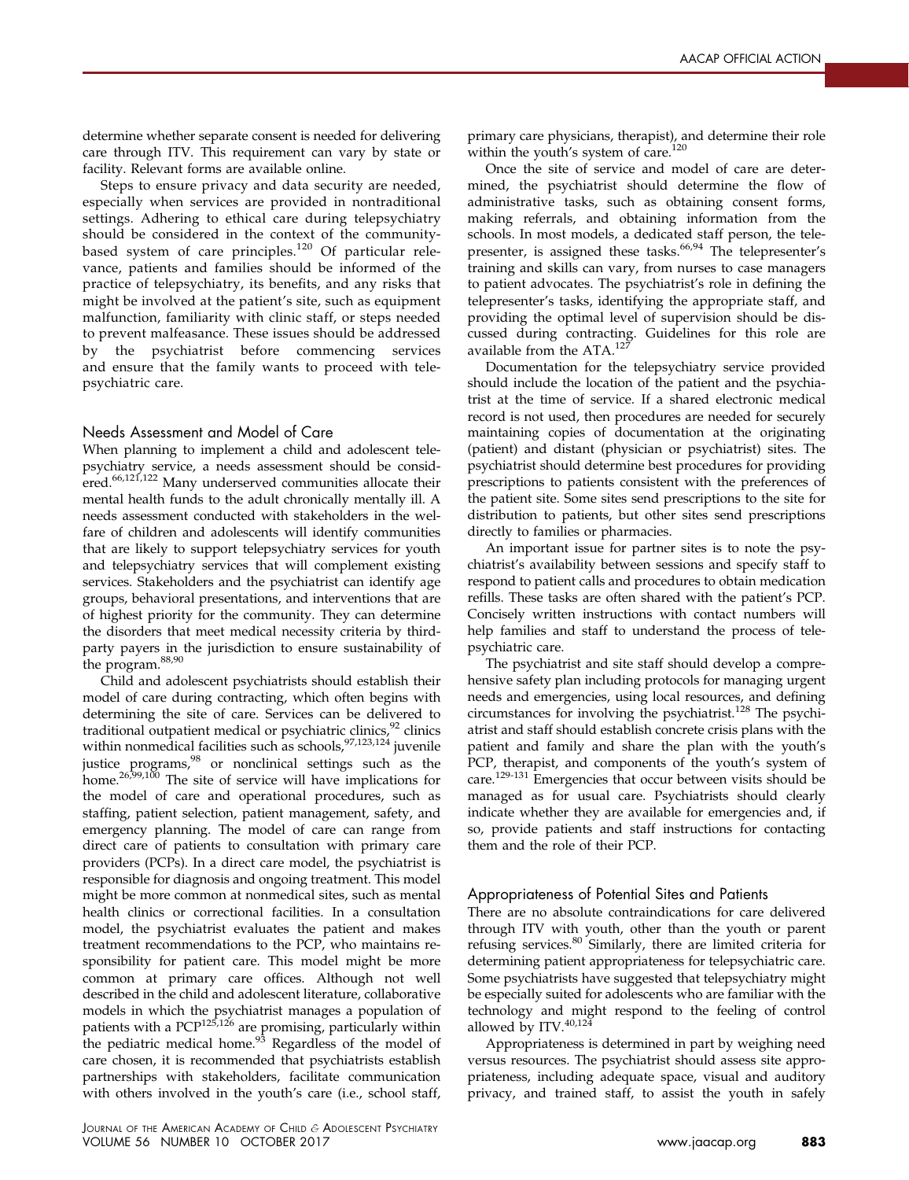determine whether separate consent is needed for delivering care through ITV. This requirement can vary by state or facility. Relevant forms are available online.

Steps to ensure privacy and data security are needed, especially when services are provided in nontraditional settings. Adhering to ethical care during telepsychiatry should be considered in the context of the community-based system of care principles.[120] Of particular relevance, patients and families should be informed of the practice of telepsychiatry, its benefits, and any risks that might be involved at the patient's site, such as equipment malfunction, familiarity with clinic staff, or steps needed to prevent malfeasance. These issues should be addressed by the psychiatrist before commencing services and ensure that the family wants to proceed with telepsychiatric care.

### Needs Assessment and Model of Care

When planning to implement a child and adolescent telepsychiatry service, a needs assessment should be considered.[66,121,122] Many underserved communities allocate their mental health funds to the adult chronically mentally ill. A needs assessment conducted with stakeholders in the welfare of children and adolescents will identify communities that are likely to support telepsychiatry services for youth and telepsychiatry services that will complement existing services. Stakeholders and the psychiatrist can identify age groups, behavioral presentations, and interventions that are of highest priority for the community. They can determine the disorders that meet medical necessity criteria by third-party payers in the jurisdiction to ensure sustainability of the program.[88,90]

Child and adolescent psychiatrists should establish their model of care during contracting, which often begins with determining the site of care. Services can be delivered to traditional outpatient medical or psychiatric clinics,[92] clinics within nonmedical facilities such as schools,[97,123,124] juvenile justice programs,[98] or nonclinical settings such as the home.[26,99,100] The site of service will have implications for the model of care and operational procedures, such as staffing, patient selection, patient management, safety, and emergency planning. The model of care can range from direct care of patients to consultation with primary care providers (PCPs). In a direct care model, the psychiatrist is responsible for diagnosis and ongoing treatment. This model might be more common at nonmedical sites, such as mental health clinics or correctional facilities. In a consultation model, the psychiatrist evaluates the patient and makes treatment recommendations to the PCP, who maintains responsibility for patient care. This model might be more common at primary care offices. Although not well described in the child and adolescent literature, collaborative models in which the psychiatrist manages a population of patients with a PCP[125,126] are promising, particularly within the pediatric medical home.[93] Regardless of the model of care chosen, it is recommended that psychiatrists establish partnerships with stakeholders, facilitate communication with others involved in the youth's care (i.e., school staff, primary care physicians, therapist), and determine their role within the youth's system of care.[120]

Once the site of service and model of care are determined, the psychiatrist should determine the flow of administrative tasks, such as obtaining consent forms, making referrals, and obtaining information from the schools. In most models, a dedicated staff person, the telepresenter, is assigned these tasks.[66,94] The telepresenter's training and skills can vary, from nurses to case managers to patient advocates. The psychiatrist's role in defining the telepresenter's tasks, identifying the appropriate staff, and providing the optimal level of supervision should be discussed during contracting. Guidelines for this role are available from the ATA.[127]

Documentation for the telepsychiatry service provided should include the location of the patient and the psychiatrist at the time of service. If a shared electronic medical record is not used, then procedures are needed for securely maintaining copies of documentation at the originating (patient) and distant (physician or psychiatrist) sites. The psychiatrist should determine best procedures for providing prescriptions to patients consistent with the preferences of the patient site. Some sites send prescriptions to the site for distribution to patients, but other sites send prescriptions directly to families or pharmacies.

An important issue for partner sites is to note the psychiatrist's availability between sessions and specify staff to respond to patient calls and procedures to obtain medication refills. These tasks are often shared with the patient's PCP. Concisely written instructions with contact numbers will help families and staff to understand the process of telepsychiatric care.

The psychiatrist and site staff should develop a comprehensive safety plan including protocols for managing urgent needs and emergencies, using local resources, and defining circumstances for involving the psychiatrist.[128] The psychiatrist and staff should establish concrete crisis plans with the patient and family and share the plan with the youth's PCP, therapist, and components of the youth's system of care.[129-131] Emergencies that occur between visits should be managed as for usual care. Psychiatrists should clearly indicate whether they are available for emergencies and, if so, provide patients and staff instructions for contacting them and the role of their PCP.

### Appropriateness of Potential Sites and Patients

There are no absolute contraindications for care delivered through ITV with youth, other than the youth or parent refusing services.[80] Similarly, there are limited criteria for determining patient appropriateness for telepsychiatric care. Some psychiatrists have suggested that telepsychiatry might be especially suited for adolescents who are familiar with the technology and might respond to the feeling of control allowed by ITV.[40,124]

Appropriateness is determined in part by weighing need versus resources. The psychiatrist should assess site appropriateness, including adequate space, visual and auditory privacy, and trained staff, to assist the youth in safely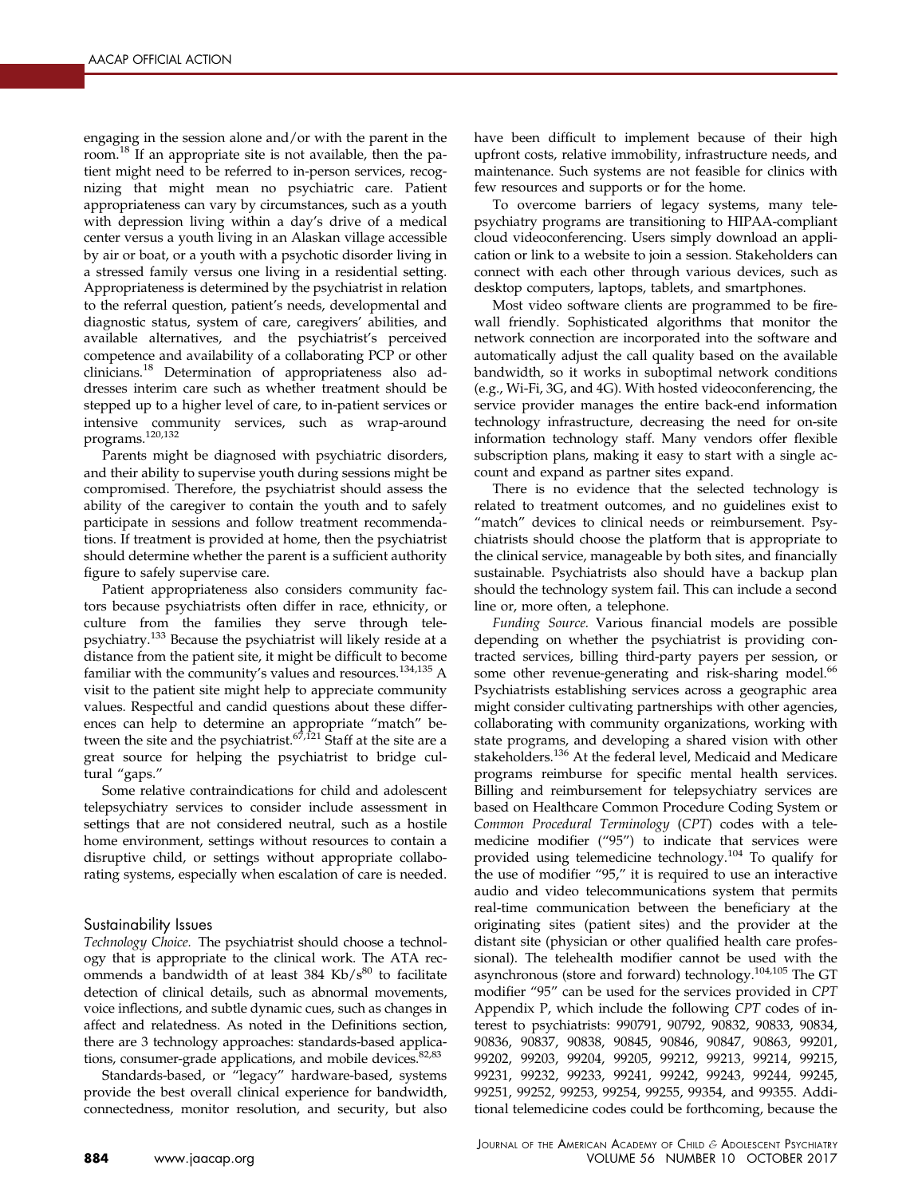engaging in the session alone and/or with the parent in the room.[18] If an appropriate site is not available, then the patient might need to be referred to in-person services, recognizing that might mean no psychiatric care. Patient appropriateness can vary by circumstances, such as a youth with depression living within a day's drive of a medical center versus a youth living in an Alaskan village accessible by air or boat, or a youth with a psychotic disorder living in a stressed family versus one living in a residential setting. Appropriateness is determined by the psychiatrist in relation to the referral question, patient's needs, developmental and diagnostic status, system of care, caregivers' abilities, and available alternatives, and the psychiatrist's perceived competence and availability of a collaborating PCP or other clinicians.[18] Determination of appropriateness also addresses interim care such as whether treatment should be stepped up to a higher level of care, to in-patient services or intensive community services, such as wrap-around programs.[120,132]

Parents might be diagnosed with psychiatric disorders, and their ability to supervise youth during sessions might be compromised. Therefore, the psychiatrist should assess the ability of the caregiver to contain the youth and to safely participate in sessions and follow treatment recommendations. If treatment is provided at home, then the psychiatrist should determine whether the parent is a sufficient authority figure to safely supervise care.

Patient appropriateness also considers community factors because psychiatrists often differ in race, ethnicity, or culture from the families they serve through telepsychiatry.[133] Because the psychiatrist will likely reside at a distance from the patient site, it might be difficult to become familiar with the community's values and resources.[134,135] A visit to the patient site might help to appreciate community values. Respectful and candid questions about these differences can help to determine an appropriate "match" between the site and the psychiatrist.[67,121] Staff at the site are a great source for helping the psychiatrist to bridge cultural "gaps."

Some relative contraindications for child and adolescent telepsychiatry services to consider include assessment in settings that are not considered neutral, such as a hostile home environment, settings without resources to contain a disruptive child, or settings without appropriate collaborating systems, especially when escalation of care is needed.

### Sustainability Issues

*Technology Choice.* The psychiatrist should choose a technology that is appropriate to the clinical work. The ATA recommends a bandwidth of at least 384 Kb/s[80] to facilitate detection of clinical details, such as abnormal movements, voice inflections, and subtle dynamic cues, such as changes in affect and relatedness. As noted in the Definitions section, there are 3 technology approaches: standards-based applications, consumer-grade applications, and mobile devices.[82,83]

Standards-based, or "legacy" hardware-based, systems provide the best overall clinical experience for bandwidth, connectedness, monitor resolution, and security, but also have been difficult to implement because of their high upfront costs, relative immobility, infrastructure needs, and maintenance. Such systems are not feasible for clinics with few resources and supports or for the home.

To overcome barriers of legacy systems, many telepsychiatry programs are transitioning to HIPAA-compliant cloud videoconferencing. Users simply download an application or link to a website to join a session. Stakeholders can connect with each other through various devices, such as desktop computers, laptops, tablets, and smartphones.

Most video software clients are programmed to be firewall friendly. Sophisticated algorithms that monitor the network connection are incorporated into the software and automatically adjust the call quality based on the available bandwidth, so it works in suboptimal network conditions (e.g., Wi-Fi, 3G, and 4G). With hosted videoconferencing, the service provider manages the entire back-end information technology infrastructure, decreasing the need for on-site information technology staff. Many vendors offer flexible subscription plans, making it easy to start with a single account and expand as partner sites expand.

There is no evidence that the selected technology is related to treatment outcomes, and no guidelines exist to "match" devices to clinical needs or reimbursement. Psychiatrists should choose the platform that is appropriate to the clinical service, manageable by both sites, and financially sustainable. Psychiatrists also should have a backup plan should the technology system fail. This can include a second line or, more often, a telephone.

*Funding Source.* Various financial models are possible depending on whether the psychiatrist is providing contracted services, billing third-party payers per session, or some other revenue-generating and risk-sharing model.[66] Psychiatrists establishing services across a geographic area might consider cultivating partnerships with other agencies, collaborating with community organizations, working with state programs, and developing a shared vision with other stakeholders.[136] At the federal level, Medicaid and Medicare programs reimburse for specific mental health services. Billing and reimbursement for telepsychiatry services are based on Healthcare Common Procedure Coding System or *Common Procedural Terminology* (*CPT*) codes with a telemedicine modifier ("95") to indicate that services were provided using telemedicine technology.[104] To qualify for the use of modifier "95," it is required to use an interactive audio and video telecommunications system that permits real-time communication between the beneficiary at the originating sites (patient sites) and the provider at the distant site (physician or other qualified health care professional). The telehealth modifier cannot be used with the asynchronous (store and forward) technology.[104,105] The GT modifier "95" can be used for the services provided in *CPT* Appendix P, which include the following *CPT* codes of interest to psychiatrists: 990791, 90792, 90832, 90833, 90834, 90836, 90837, 90838, 90845, 90846, 90847, 90863, 99201, 99202, 99203, 99204, 99205, 99212, 99213, 99214, 99215, 99231, 99232, 99233, 99241, 99242, 99243, 99244, 99245, 99251, 99252, 99253, 99254, 99255, 99354, and 99355. Additional telemedicine codes could be forthcoming, because the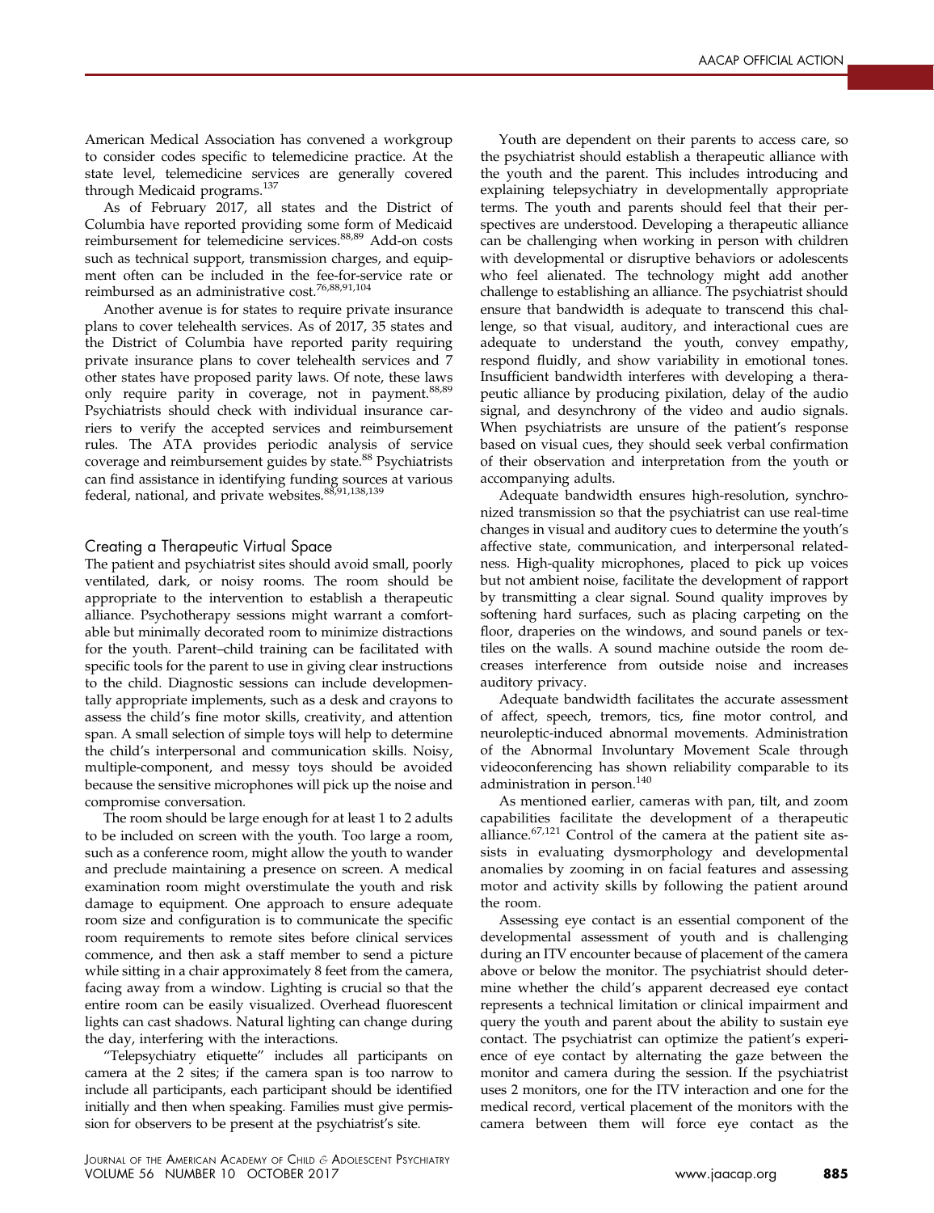American Medical Association has convened a workgroup to consider codes specific to telemedicine practice. At the state level, telemedicine services are generally covered through Medicaid programs.[137]

As of February 2017, all states and the District of Columbia have reported providing some form of Medicaid reimbursement for telemedicine services.[88,89] Add-on costs such as technical support, transmission charges, and equipment often can be included in the fee-for-service rate or reimbursed as an administrative cost.[76,88,91,104]

Another avenue is for states to require private insurance plans to cover telehealth services. As of 2017, 35 states and the District of Columbia have reported parity requiring private insurance plans to cover telehealth services and 7 other states have proposed parity laws. Of note, these laws only require parity in coverage, not in payment.[88,89] Psychiatrists should check with individual insurance carriers to verify the accepted services and reimbursement rules. The ATA provides periodic analysis of service coverage and reimbursement guides by state.[88] Psychiatrists can find assistance in identifying funding sources at various federal, national, and private websites.[88,91,138,139]

## Creating a Therapeutic Virtual Space

The patient and psychiatrist sites should avoid small, poorly ventilated, dark, or noisy rooms. The room should be appropriate to the intervention to establish a therapeutic alliance. Psychotherapy sessions might warrant a comfortable but minimally decorated room to minimize distractions for the youth. Parent–child training can be facilitated with specific tools for the parent to use in giving clear instructions to the child. Diagnostic sessions can include developmentally appropriate implements, such as a desk and crayons to assess the child's fine motor skills, creativity, and attention span. A small selection of simple toys will help to determine the child's interpersonal and communication skills. Noisy, multiple-component, and messy toys should be avoided because the sensitive microphones will pick up the noise and compromise conversation.

The room should be large enough for at least 1 to 2 adults to be included on screen with the youth. Too large a room, such as a conference room, might allow the youth to wander and preclude maintaining a presence on screen. A medical examination room might overstimulate the youth and risk damage to equipment. One approach to ensure adequate room size and configuration is to communicate the specific room requirements to remote sites before clinical services commence, and then ask a staff member to send a picture while sitting in a chair approximately 8 feet from the camera, facing away from a window. Lighting is crucial so that the entire room can be easily visualized. Overhead fluorescent lights can cast shadows. Natural lighting can change during the day, interfering with the interactions.

"Telepsychiatry etiquette" includes all participants on camera at the 2 sites; if the camera span is too narrow to include all participants, each participant should be identified initially and then when speaking. Families must give permission for observers to be present at the psychiatrist's site.

Youth are dependent on their parents to access care, so the psychiatrist should establish a therapeutic alliance with the youth and the parent. This includes introducing and explaining telepsychiatry in developmentally appropriate terms. The youth and parents should feel that their perspectives are understood. Developing a therapeutic alliance can be challenging when working in person with children with developmental or disruptive behaviors or adolescents who feel alienated. The technology might add another challenge to establishing an alliance. The psychiatrist should ensure that bandwidth is adequate to transcend this challenge, so that visual, auditory, and interactional cues are adequate to understand the youth, convey empathy, respond fluidly, and show variability in emotional tones. Insufficient bandwidth interferes with developing a therapeutic alliance by producing pixilation, delay of the audio signal, and desynchrony of the video and audio signals. When psychiatrists are unsure of the patient's response based on visual cues, they should seek verbal confirmation of their observation and interpretation from the youth or accompanying adults.

Adequate bandwidth ensures high-resolution, synchronized transmission so that the psychiatrist can use real-time changes in visual and auditory cues to determine the youth's affective state, communication, and interpersonal relatedness. High-quality microphones, placed to pick up voices but not ambient noise, facilitate the development of rapport by transmitting a clear signal. Sound quality improves by softening hard surfaces, such as placing carpeting on the floor, draperies on the windows, and sound panels or textiles on the walls. A sound machine outside the room decreases interference from outside noise and increases auditory privacy.

Adequate bandwidth facilitates the accurate assessment of affect, speech, tremors, tics, fine motor control, and neuroleptic-induced abnormal movements. Administration of the Abnormal Involuntary Movement Scale through videoconferencing has shown reliability comparable to its administration in person.[140]

As mentioned earlier, cameras with pan, tilt, and zoom capabilities facilitate the development of a therapeutic alliance.[67,121] Control of the camera at the patient site assists in evaluating dysmorphology and developmental anomalies by zooming in on facial features and assessing motor and activity skills by following the patient around the room.

Assessing eye contact is an essential component of the developmental assessment of youth and is challenging during an ITV encounter because of placement of the camera above or below the monitor. The psychiatrist should determine whether the child's apparent decreased eye contact represents a technical limitation or clinical impairment and query the youth and parent about the ability to sustain eye contact. The psychiatrist can optimize the patient's experience of eye contact by alternating the gaze between the monitor and camera during the session. If the psychiatrist uses 2 monitors, one for the ITV interaction and one for the medical record, vertical placement of the monitors with the camera between them will force eye contact as the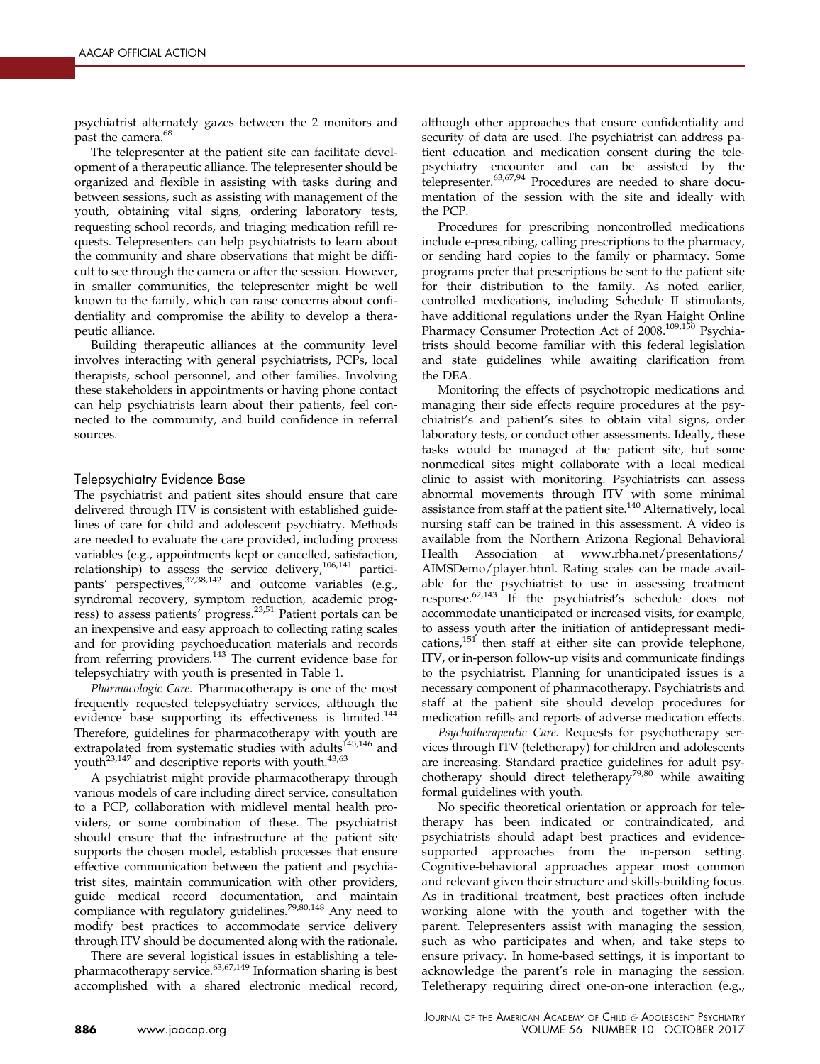psychiatrist alternately gazes between the 2 monitors and past the camera.[68]

The telepresenter at the patient site can facilitate development of a therapeutic alliance. The telepresenter should be organized and flexible in assisting with tasks during and between sessions, such as assisting with management of the youth, obtaining vital signs, ordering laboratory tests, requesting school records, and triaging medication refill requests. Telepresenters can help psychiatrists to learn about the community and share observations that might be difficult to see through the camera or after the session. However, in smaller communities, the telepresenter might be well known to the family, which can raise concerns about confidentiality and compromise the ability to develop a therapeutic alliance.

Building therapeutic alliances at the community level involves interacting with general psychiatrists, PCPs, local therapists, school personnel, and other families. Involving these stakeholders in appointments or having phone contact can help psychiatrists learn about their patients, feel connected to the community, and build confidence in referral sources.

## Telepsychiatry Evidence Base

The psychiatrist and patient sites should ensure that care delivered through ITV is consistent with established guidelines of care for child and adolescent psychiatry. Methods are needed to evaluate the care provided, including process variables (e.g., appointments kept or cancelled, satisfaction, relationship) to assess the service delivery,[106,141] participants' perspectives,[37,38,142] and outcome variables (e.g., syndromal recovery, symptom reduction, academic progress) to assess patients' progress.[23,51] Patient portals can be an inexpensive and easy approach to collecting rating scales and for providing psychoeducation materials and records from referring providers.[143] The current evidence base for telepsychiatry with youth is presented in Table 1.

*Pharmacologic Care.* Pharmacotherapy is one of the most frequently requested telepsychiatry services, although the evidence base supporting its effectiveness is limited.[144] Therefore, guidelines for pharmacotherapy with youth are extrapolated from systematic studies with adults[145,146] and youth[23,147] and descriptive reports with youth.[43,63]

A psychiatrist might provide pharmacotherapy through various models of care including direct service, consultation to a PCP, collaboration with midlevel mental health providers, or some combination of these. The psychiatrist should ensure that the infrastructure at the patient site supports the chosen model, establish processes that ensure effective communication between the patient and psychiatrist sites, maintain communication with other providers, guide medical record documentation, and maintain compliance with regulatory guidelines.[79,80,148] Any need to modify best practices to accommodate service delivery through ITV should be documented along with the rationale.

There are several logistical issues in establishing a telepharmacotherapy service.[63,67,149] Information sharing is best accomplished with a shared electronic medical record, although other approaches that ensure confidentiality and security of data are used. The psychiatrist can address patient education and medication consent during the telepsychiatry encounter and can be assisted by the telepresenter.[63,67,94] Procedures are needed to share documentation of the session with the site and ideally with the PCP.

Procedures for prescribing noncontrolled medications include e-prescribing, calling prescriptions to the pharmacy, or sending hard copies to the family or pharmacy. Some programs prefer that prescriptions be sent to the patient site for their distribution to the family. As noted earlier, controlled medications, including Schedule II stimulants, have additional regulations under the Ryan Haight Online Pharmacy Consumer Protection Act of 2008.[109,150] Psychiatrists should become familiar with this federal legislation and state guidelines while awaiting clarification from the DEA.

Monitoring the effects of psychotropic medications and managing their side effects require procedures at the psychiatrist's and patient's sites to obtain vital signs, order laboratory tests, or conduct other assessments. Ideally, these tasks would be managed at the patient site, but some nonmedical sites might collaborate with a local medical clinic to assist with monitoring. Psychiatrists can assess abnormal movements through ITV with some minimal assistance from staff at the patient site.[140] Alternatively, local nursing staff can be trained in this assessment. A video is available from the Northern Arizona Regional Behavioral Health Association at www.rbha.net/presentations/AIMSDemo/player.html. Rating scales can be made available for the psychiatrist to use in assessing treatment response.[62,143] If the psychiatrist's schedule does not accommodate unanticipated or increased visits, for example, to assess youth after the initiation of antidepressant medications,[151] then staff at either site can provide telephone, ITV, or in-person follow-up visits and communicate findings to the psychiatrist. Planning for unanticipated issues is a necessary component of pharmacotherapy. Psychiatrists and staff at the patient site should develop procedures for medication refills and reports of adverse medication effects.

*Psychotherapeutic Care.* Requests for psychotherapy services through ITV (teletherapy) for children and adolescents are increasing. Standard practice guidelines for adult psychotherapy should direct teletherapy[79,80] while awaiting formal guidelines with youth.

No specific theoretical orientation or approach for teletherapy has been indicated or contraindicated, and psychiatrists should adapt best practices and evidence-supported approaches from the in-person setting. Cognitive-behavioral approaches appear most common and relevant given their structure and skills-building focus. As in traditional treatment, best practices often include working alone with the youth and together with the parent. Telepresenters assist with managing the session, such as who participates and when, and take steps to ensure privacy. In home-based settings, it is important to acknowledge the parent's role in managing the session. Teletherapy requiring direct one-on-one interaction (e.g.,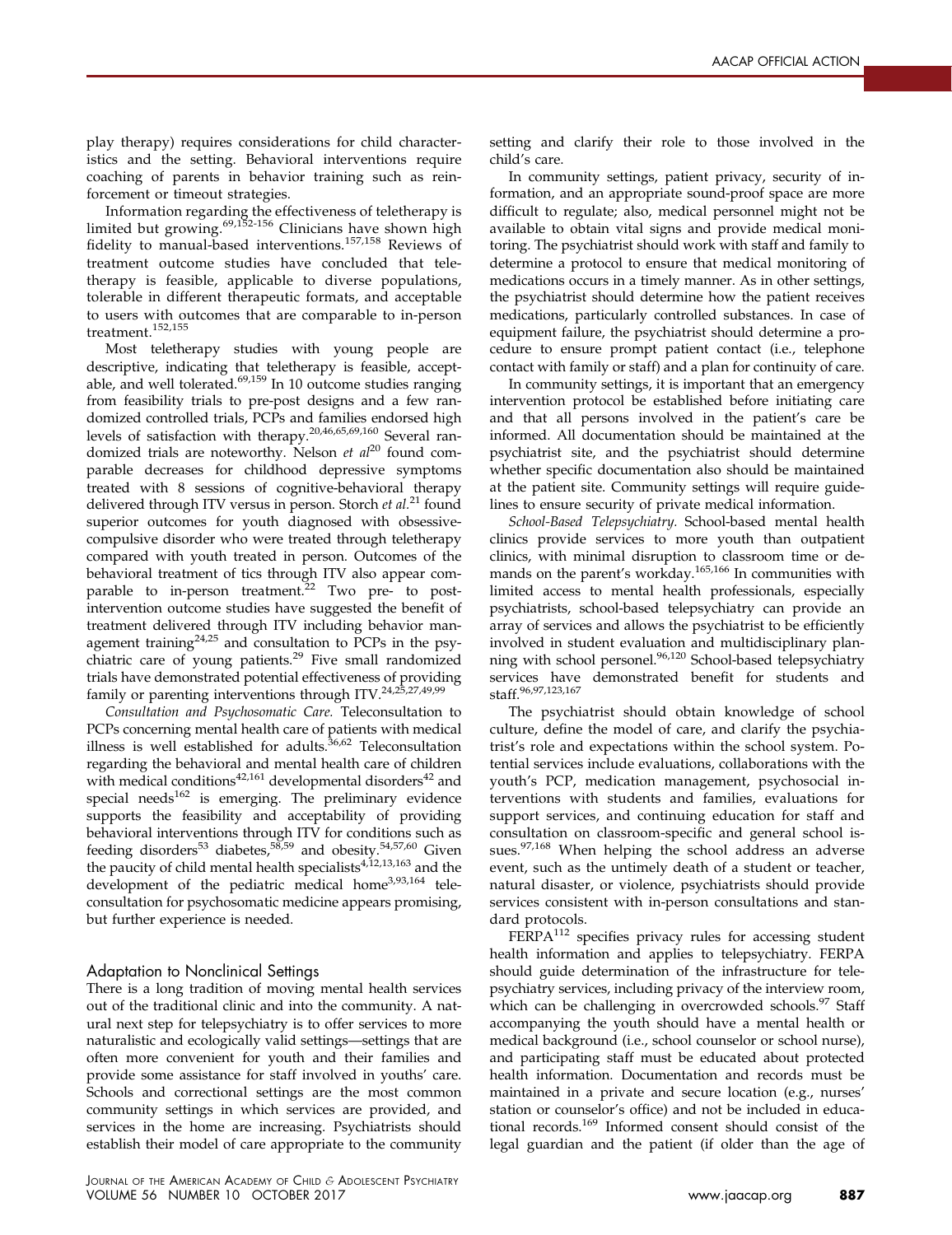play therapy) requires considerations for child characteristics and the setting. Behavioral interventions require coaching of parents in behavior training such as reinforcement or timeout strategies.

Information regarding the effectiveness of teletherapy is limited but growing.[69,152-156] Clinicians have shown high fidelity to manual-based interventions.[157,158] Reviews of treatment outcome studies have concluded that teletherapy is feasible, applicable to diverse populations, tolerable in different therapeutic formats, and acceptable to users with outcomes that are comparable to in-person treatment.[152,155]

Most teletherapy studies with young people are descriptive, indicating that teletherapy is feasible, acceptable, and well tolerated.[69,159] In 10 outcome studies ranging from feasibility trials to pre-post designs and a few randomized controlled trials, PCPs and families endorsed high levels of satisfaction with therapy.[20,46,65,69,160] Several randomized trials are noteworthy. Nelson *et al*[20] found comparable decreases for childhood depressive symptoms treated with 8 sessions of cognitive-behavioral therapy delivered through ITV versus in person. Storch *et al.*[21] found superior outcomes for youth diagnosed with obsessive-compulsive disorder who were treated through teletherapy compared with youth treated in person. Outcomes of the behavioral treatment of tics through ITV also appear comparable to in-person treatment.[22] Two pre- to post-intervention outcome studies have suggested the benefit of treatment delivered through ITV including behavior management training[24,25] and consultation to PCPs in the psychiatric care of young patients.[29] Five small randomized trials have demonstrated potential effectiveness of providing family or parenting interventions through ITV.[24,25,27,49,99]

*Consultation and Psychosomatic Care.* Teleconsultation to PCPs concerning mental health care of patients with medical illness is well established for adults.[36,62] Teleconsultation regarding the behavioral and mental health care of children with medical conditions[42,161] developmental disorders[42] and special needs[162] is emerging. The preliminary evidence supports the feasibility and acceptability of providing behavioral interventions through ITV for conditions such as feeding disorders[53] diabetes,[58,59] and obesity.[54,57,60] Given the paucity of child mental health specialists[4,12,13,163] and the development of the pediatric medical home[3,93,164] teleconsultation for psychosomatic medicine appears promising, but further experience is needed.

## Adaptation to Nonclinical Settings

There is a long tradition of moving mental health services out of the traditional clinic and into the community. A natural next step for telepsychiatry is to offer services to more naturalistic and ecologically valid settings—settings that are often more convenient for youth and their families and provide some assistance for staff involved in youths' care. Schools and correctional settings are the most common community settings in which services are provided, and services in the home are increasing. Psychiatrists should establish their model of care appropriate to the community setting and clarify their role to those involved in the child's care.

In community settings, patient privacy, security of information, and an appropriate sound-proof space are more difficult to regulate; also, medical personnel might not be available to obtain vital signs and provide medical monitoring. The psychiatrist should work with staff and family to determine a protocol to ensure that medical monitoring of medications occurs in a timely manner. As in other settings, the psychiatrist should determine how the patient receives medications, particularly controlled substances. In case of equipment failure, the psychiatrist should determine a procedure to ensure prompt patient contact (i.e., telephone contact with family or staff) and a plan for continuity of care.

In community settings, it is important that an emergency intervention protocol be established before initiating care and that all persons involved in the patient's care be informed. All documentation should be maintained at the psychiatrist site, and the psychiatrist should determine whether specific documentation also should be maintained at the patient site. Community settings will require guidelines to ensure security of private medical information.

*School-Based Telepsychiatry.* School-based mental health clinics provide services to more youth than outpatient clinics, with minimal disruption to classroom time or demands on the parent's workday.[165,166] In communities with limited access to mental health professionals, especially psychiatrists, school-based telepsychiatry can provide an array of services and allows the psychiatrist to be efficiently involved in student evaluation and multidisciplinary planning with school personel.[96,120] School-based telepsychiatry services have demonstrated benefit for students and staff.[96,97,123,167]

The psychiatrist should obtain knowledge of school culture, define the model of care, and clarify the psychiatrist's role and expectations within the school system. Potential services include evaluations, collaborations with the youth's PCP, medication management, psychosocial interventions with students and families, evaluations for support services, and continuing education for staff and consultation on classroom-specific and general school issues.[97,168] When helping the school address an adverse event, such as the untimely death of a student or teacher, natural disaster, or violence, psychiatrists should provide services consistent with in-person consultations and standard protocols.

FERPA[112] specifies privacy rules for accessing student health information and applies to telepsychiatry. FERPA should guide determination of the infrastructure for telepsychiatry services, including privacy of the interview room, which can be challenging in overcrowded schools.[97] Staff accompanying the youth should have a mental health or medical background (i.e., school counselor or school nurse), and participating staff must be educated about protected health information. Documentation and records must be maintained in a private and secure location (e.g., nurses' station or counselor's office) and not be included in educational records.[169] Informed consent should consist of the legal guardian and the patient (if older than the age of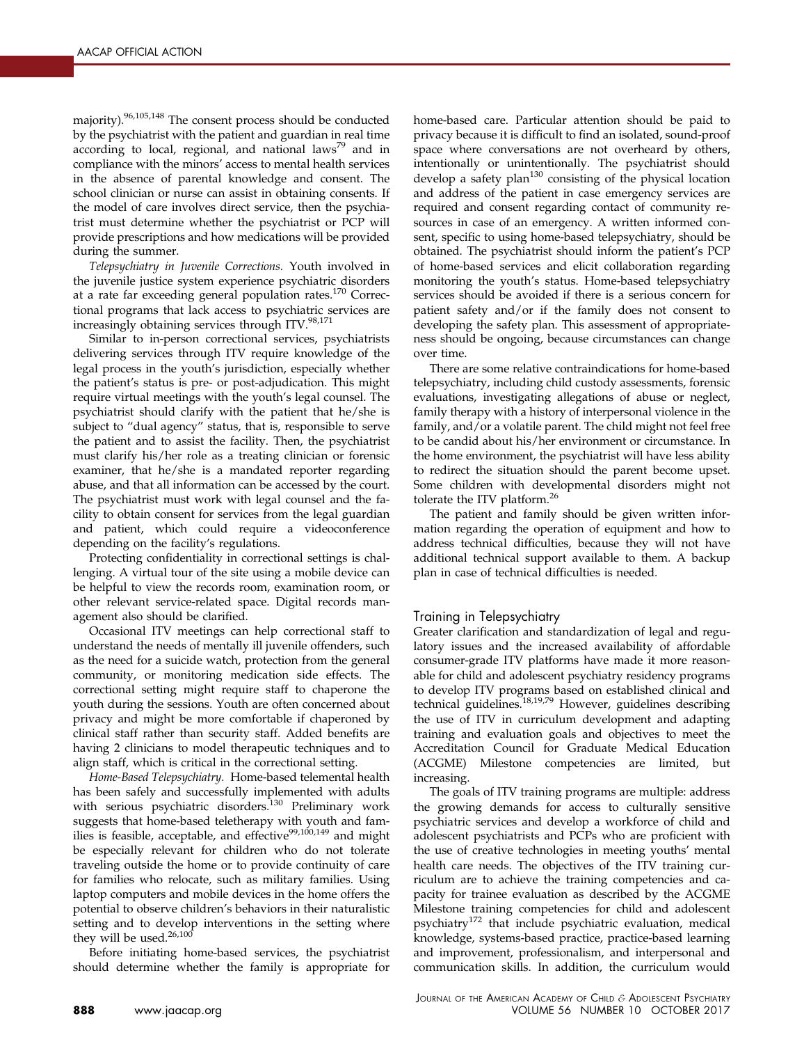majority).[96,105,148] The consent process should be conducted by the psychiatrist with the patient and guardian in real time according to local, regional, and national laws[79] and in compliance with the minors' access to mental health services in the absence of parental knowledge and consent. The school clinician or nurse can assist in obtaining consents. If the model of care involves direct service, then the psychiatrist must determine whether the psychiatrist or PCP will provide prescriptions and how medications will be provided during the summer.

*Telepsychiatry in Juvenile Corrections.* Youth involved in the juvenile justice system experience psychiatric disorders at a rate far exceeding general population rates.[170] Correctional programs that lack access to psychiatric services are increasingly obtaining services through ITV.[98,171]

Similar to in-person correctional services, psychiatrists delivering services through ITV require knowledge of the legal process in the youth's jurisdiction, especially whether the patient's status is pre- or post-adjudication. This might require virtual meetings with the youth's legal counsel. The psychiatrist should clarify with the patient that he/she is subject to "dual agency" status, that is, responsible to serve the patient and to assist the facility. Then, the psychiatrist must clarify his/her role as a treating clinician or forensic examiner, that he/she is a mandated reporter regarding abuse, and that all information can be accessed by the court. The psychiatrist must work with legal counsel and the facility to obtain consent for services from the legal guardian and patient, which could require a videoconference depending on the facility's regulations.

Protecting confidentiality in correctional settings is challenging. A virtual tour of the site using a mobile device can be helpful to view the records room, examination room, or other relevant service-related space. Digital records management also should be clarified.

Occasional ITV meetings can help correctional staff to understand the needs of mentally ill juvenile offenders, such as the need for a suicide watch, protection from the general community, or monitoring medication side effects. The correctional setting might require staff to chaperone the youth during the sessions. Youth are often concerned about privacy and might be more comfortable if chaperoned by clinical staff rather than security staff. Added benefits are having 2 clinicians to model therapeutic techniques and to align staff, which is critical in the correctional setting.

*Home-Based Telepsychiatry.* Home-based telemental health has been safely and successfully implemented with adults with serious psychiatric disorders.[130] Preliminary work suggests that home-based teletherapy with youth and families is feasible, acceptable, and effective[99,100,149] and might be especially relevant for children who do not tolerate traveling outside the home or to provide continuity of care for families who relocate, such as military families. Using laptop computers and mobile devices in the home offers the potential to observe children's behaviors in their naturalistic setting and to develop interventions in the setting where they will be used.[26,100]

Before initiating home-based services, the psychiatrist should determine whether the family is appropriate for home-based care. Particular attention should be paid to privacy because it is difficult to find an isolated, sound-proof space where conversations are not overheard by others, intentionally or unintentionally. The psychiatrist should develop a safety plan[130] consisting of the physical location and address of the patient in case emergency services are required and consent regarding contact of community resources in case of an emergency. A written informed consent, specific to using home-based telepsychiatry, should be obtained. The psychiatrist should inform the patient's PCP of home-based services and elicit collaboration regarding monitoring the youth's status. Home-based telepsychiatry services should be avoided if there is a serious concern for patient safety and/or if the family does not consent to developing the safety plan. This assessment of appropriateness should be ongoing, because circumstances can change over time.

There are some relative contraindications for home-based telepsychiatry, including child custody assessments, forensic evaluations, investigating allegations of abuse or neglect, family therapy with a history of interpersonal violence in the family, and/or a volatile parent. The child might not feel free to be candid about his/her environment or circumstance. In the home environment, the psychiatrist will have less ability to redirect the situation should the parent become upset. Some children with developmental disorders might not tolerate the ITV platform.[26]

The patient and family should be given written information regarding the operation of equipment and how to address technical difficulties, because they will not have additional technical support available to them. A backup plan in case of technical difficulties is needed.

## Training in Telepsychiatry

Greater clarification and standardization of legal and regulatory issues and the increased availability of affordable consumer-grade ITV platforms have made it more reasonable for child and adolescent psychiatry residency programs to develop ITV programs based on established clinical and technical guidelines.[18,19,79] However, guidelines describing the use of ITV in curriculum development and adapting training and evaluation goals and objectives to meet the Accreditation Council for Graduate Medical Education (ACGME) Milestone competencies are limited, but increasing.

The goals of ITV training programs are multiple: address the growing demands for access to culturally sensitive psychiatric services and develop a workforce of child and adolescent psychiatrists and PCPs who are proficient with the use of creative technologies in meeting youths' mental health care needs. The objectives of the ITV training curriculum are to achieve the training competencies and capacity for trainee evaluation as described by the ACGME Milestone training competencies for child and adolescent psychiatry[172] that include psychiatric evaluation, medical knowledge, systems-based practice, practice-based learning and improvement, professionalism, and interpersonal and communication skills. In addition, the curriculum would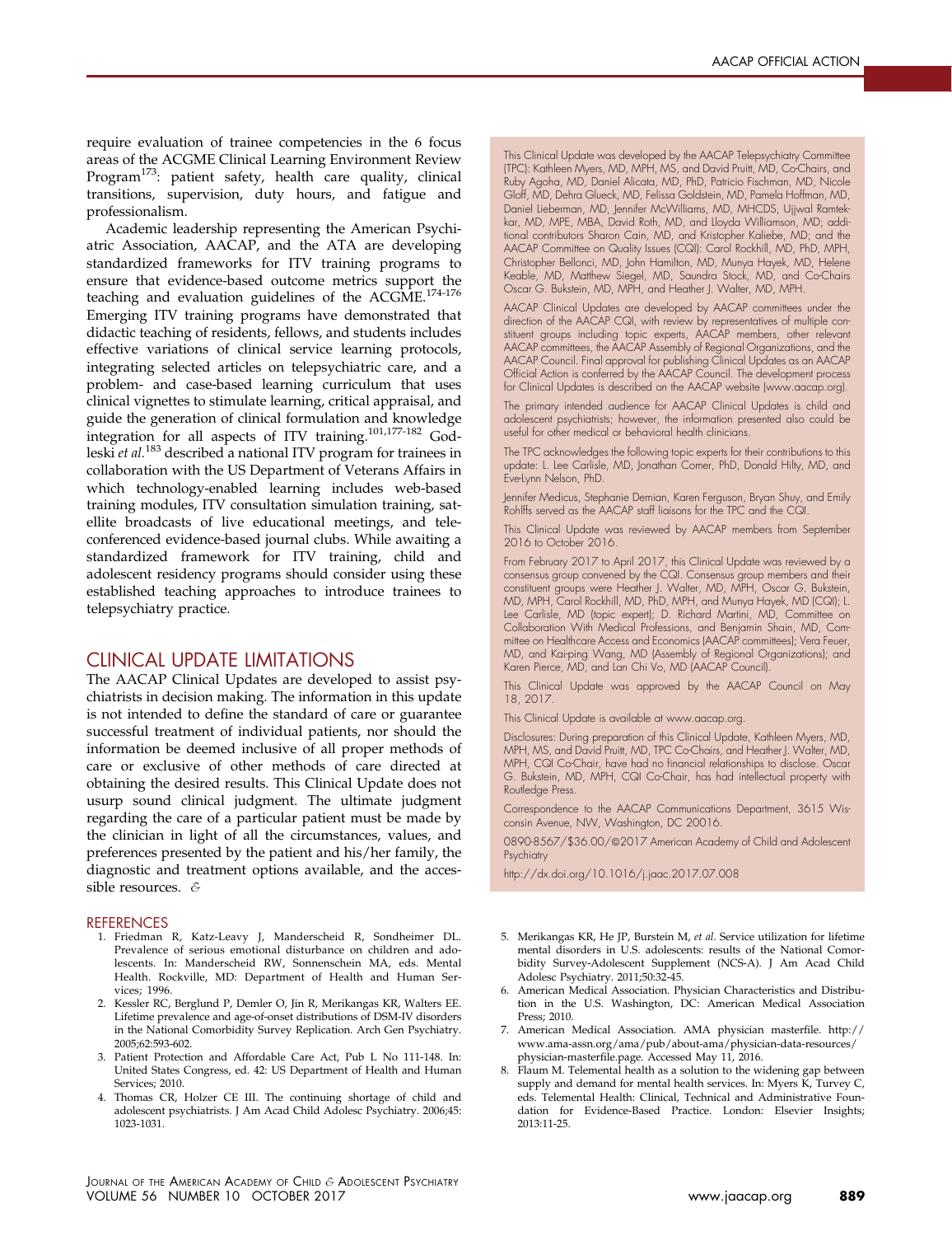require evaluation of trainee competencies in the 6 focus areas of the ACGME Clinical Learning Environment Review Program[173]: patient safety, health care quality, clinical transitions, supervision, duty hours, and fatigue and professionalism.

Academic leadership representing the American Psychiatric Association, AACAP, and the ATA are developing standardized frameworks for ITV training programs to ensure that evidence-based outcome metrics support the teaching and evaluation guidelines of the ACGME.[174-176] Emerging ITV training programs have demonstrated that didactic teaching of residents, fellows, and students includes effective variations of clinical service learning protocols, integrating selected articles on telepsychiatric care, and a problem- and case-based learning curriculum that uses clinical vignettes to stimulate learning, critical appraisal, and guide the generation of clinical formulation and knowledge integration for all aspects of ITV training.[101,177-182] Godleski *et al.*[183] described a national ITV program for trainees in collaboration with the US Department of Veterans Affairs in which technology-enabled learning includes web-based training modules, ITV consultation simulation training, satellite broadcasts of live educational meetings, and teleconferenced evidence-based journal clubs. While awaiting a standardized framework for ITV training, child and adolescent residency programs should consider using these established teaching approaches to introduce trainees to telepsychiatry practice.

## CLINICAL UPDATE LIMITATIONS

The AACAP Clinical Updates are developed to assist psychiatrists in decision making. The information in this update is not intended to define the standard of care or guarantee successful treatment of individual patients, nor should the information be deemed inclusive of all proper methods of care or exclusive of other methods of care directed at obtaining the desired results. This Clinical Update does not usurp sound clinical judgment. The ultimate judgment regarding the care of a particular patient must be made by the clinician in light of all the circumstances, values, and preferences presented by the patient and his/her family, the diagnostic and treatment options available, and the accessible resources. &

This Clinical Update was developed by the AACAP Telepsychiatry Committee (TPC): Kathleen Myers, MD, MPH, MS, and David Pruitt, MD, Co-Chairs, and Ruby Agoha, MD, Daniel Alicata, MD, PhD, Patricio Fischman, MD, Nicole Gloff, MD, Dehra Glueck, MD, Felissa Goldstein, MD, Pamela Hoffman, MD, Daniel Lieberman, MD, Jennifer McWilliams, MD, MHCDS, Ujjwal Ramtekkar, MD, MPE, MBA, David Roth, MD, and Lloyda Williamson, MD; additional contributors Sharon Cain, MD, and Kristopher Kaliebe, MD; and the AACAP Committee on Quality Issues (CQI): Carol Rockhill, MD, PhD, MPH, Christopher Bellonci, MD, John Hamilton, MD, Munya Hayek, MD, Helene Keable, MD, Matthew Siegel, MD, Saundra Stock, MD, and Co-Chairs Oscar G. Bukstein, MD, MPH, and Heather J. Walter, MD, MPH.

AACAP Clinical Updates are developed by AACAP committees under the direction of the AACAP CQI, with review by representatives of multiple constituent groups including topic experts, AACAP members, other relevant AACAP committees, the AACAP Assembly of Regional Organizations, and the AACAP Council. Final approval for publishing Clinical Updates as an AACAP Official Action is conferred by the AACAP Council. The development process for Clinical Updates is described on the AACAP website (www.aacap.org).

The primary intended audience for AACAP Clinical Updates is child and adolescent psychiatrists; however, the information presented also could be useful for other medical or behavioral health clinicians.

The TPC acknowledges the following topic experts for their contributions to this update: L. Lee Carlisle, MD, Jonathan Comer, PhD, Donald Hilty, MD, and Eve-Lynn Nelson, PhD.

Jennifer Medicus, Stephanie Demian, Karen Ferguson, Bryan Shuy, and Emily Rohlffs served as the AACAP staff liaisons for the TPC and the CQI.

This Clinical Update was reviewed by AACAP members from September 2016 to October 2016.

From February 2017 to April 2017, this Clinical Update was reviewed by a consensus group convened by the CQI. Consensus group members and their constituent groups were Heather J. Walter, MD, MPH, Oscar G. Bukstein, MD, MPH, Carol Rockhill, MD, PhD, MPH, and Munya Hayek, MD (CQI); L. Lee Carlisle, MD (topic expert); D. Richard Martini, MD, Committee on Collaboration With Medical Professions, and Benjamin Shain, MD, Committee on Healthcare Access and Economics (AACAP committees); Vera Feuer, MD, and Kai-ping Wang, MD, (Assembly of Regional Organizations); and Karen Pierce, MD, and Lan Chi Vo, MD (AACAP Council).

This Clinical Update was approved by the AACAP Council on May 18, 2017.

This Clinical Update is available at www.aacap.org.

Disclosures: During preparation of this Clinical Update, Kathleen Myers, MD, MPH, MS, and David Pruitt, MD, TPC Co-Chairs, and Heather J. Walter, MD, MPH, CQI Co-Chair, have had no financial relationships to disclose. Oscar G. Bukstein, MD, MPH, CQI Co-Chair, has had intellectual property with Routledge Press.

Correspondence to the AACAP Communications Department, 3615 Wisconsin Avenue, NW, Washington, DC 20016.

0890-8567/$36.00/©2017 American Academy of Child and Adolescent Psychiatry

http://dx.doi.org/10.1016/j.jaac.2017.07.008

## REFERENCES

1. Friedman R, Katz-Leavy J, Manderscheid R, Sondheimer DL. Prevalence of serious emotional disturbance on children and adolescents. In: Manderscheid RW, Sonnenschein MA, eds. Mental Health. Rockville, MD: Department of Health and Human Services; 1996.
2. Kessler RC, Berglund P, Demler O, Jin R, Merikangas KR, Walters EE. Lifetime prevalence and age-of-onset distributions of DSM-IV disorders in the National Comorbidity Survey Replication. Arch Gen Psychiatry. 2005;62:593-602.
3. Patient Protection and Affordable Care Act, Pub L No 111-148. In: United States Congress, ed. 42: US Department of Health and Human Services; 2010.
4. Thomas CR, Holzer CE III. The continuing shortage of child and adolescent psychiatrists. J Am Acad Child Adolesc Psychiatry. 2006;45: 1023-1031.
5. Merikangas KR, He JP, Burstein M, *et al*. Service utilization for lifetime mental disorders in U.S. adolescents: results of the National Comorbidity Survey-Adolescent Supplement (NCS-A). J Am Acad Child Adolesc Psychiatry. 2011;50:32-45.
6. American Medical Association. Physician Characteristics and Distribution in the U.S. Washington, DC: American Medical Association Press; 2010.
7. American Medical Association. AMA physician masterfile. http://www.ama-assn.org/ama/pub/about-ama/physician-data-resources/physician-masterfile.page. Accessed May 11, 2016.
8. Flaum M. Telemental health as a solution to the widening gap between supply and demand for mental health services. In: Myers K, Turvey C, eds. Telemental Health: Clinical, Technical and Administrative Foundation for Evidence-Based Practice. London: Elsevier Insights; 2013:11-25.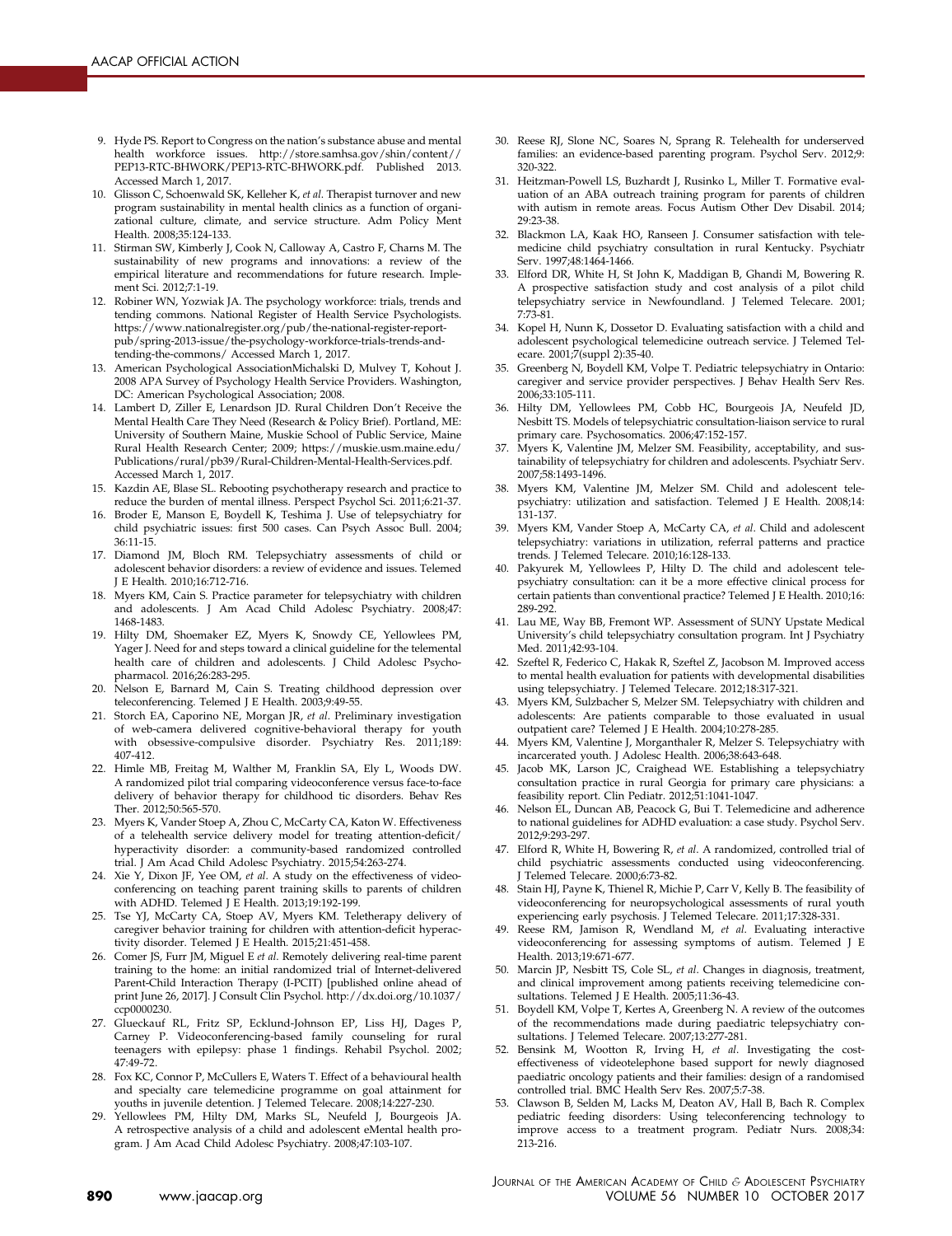9. Hyde PS. Report to Congress on the nation's substance abuse and mental health workforce issues. http://store.samhsa.gov/shin/content// PEP13-RTC-BHWORK/PEP13-RTC-BHWORK.pdf. Published 2013. Accessed March 1, 2017.
10. Glisson C, Schoenwald SK, Kelleher K, *et al*. Therapist turnover and new program sustainability in mental health clinics as a function of organizational culture, climate, and service structure. Adm Policy Ment Health. 2008;35:124-133.
11. Stirman SW, Kimberly J, Cook N, Calloway A, Castro F, Charns M. The sustainability of new programs and innovations: a review of the empirical literature and recommendations for future research. Implement Sci. 2012;7:1-19.
12. Robiner WN, Yozwiak JA. The psychology workforce: trials, trends and tending commons. National Register of Health Service Psychologists. https://www.nationalregister.org/pub/the-national-register-report-pub/spring-2013-issue/the-psychology-workforce-trials-trends-and-tending-the-commons/ Accessed March 1, 2017.
13. American Psychological AssociationMichalski D, Mulvey T, Kohout J. 2008 APA Survey of Psychology Health Service Providers. Washington, DC: American Psychological Association; 2008.
14. Lambert D, Ziller E, Lenardson JD. Rural Children Don't Receive the Mental Health Care They Need (Research & Policy Brief). Portland, ME: University of Southern Maine, Muskie School of Public Service, Maine Rural Health Research Center; 2009; https://muskie.usm.maine.edu/Publications/rural/pb39/Rural-Children-Mental-Health-Services.pdf. Accessed March 1, 2017.
15. Kazdin AE, Blase SL. Rebooting psychotherapy research and practice to reduce the burden of mental illness. Perspect Psychol Sci. 2011;6:21-37.
16. Broder E, Manson E, Boydell K, Teshima J. Use of telepsychiatry for child psychiatric issues: first 500 cases. Can Psych Assoc Bull. 2004; 36:11-15.
17. Diamond JM, Bloch RM. Telepsychiatry assessments of child or adolescent behavior disorders: a review of evidence and issues. Telemed J E Health. 2010;16:712-716.
18. Myers KM, Cain S. Practice parameter for telepsychiatry with children and adolescents. J Am Acad Child Adolesc Psychiatry. 2008;47: 1468-1483.
19. Hilty DM, Shoemaker EZ, Myers K, Snowdy CE, Yellowlees PM, Yager J. Need for and steps toward a clinical guideline for the telemental health care of children and adolescents. J Child Adolesc Psychopharmacol. 2016;26:283-295.
20. Nelson E, Barnard M, Cain S. Treating childhood depression over teleconferencing. Telemed J E Health. 2003;9:49-55.
21. Storch EA, Caporino NE, Morgan JR, *et al*. Preliminary investigation of web-camera delivered cognitive-behavioral therapy for youth with obsessive-compulsive disorder. Psychiatry Res. 2011;189: 407-412.
22. Himle MB, Freitag M, Walther M, Franklin SA, Ely L, Woods DW. A randomized pilot trial comparing videoconference versus face-to-face delivery of behavior therapy for childhood tic disorders. Behav Res Ther. 2012;50:565-570.
23. Myers K, Vander Stoep A, Zhou C, McCarty CA, Katon W. Effectiveness of a telehealth service delivery model for treating attention-deficit/hyperactivity disorder: a community-based randomized controlled trial. J Am Acad Child Adolesc Psychiatry. 2015;54:263-274.
24. Xie Y, Dixon JF, Yee OM, *et al*. A study on the effectiveness of videoconferencing on teaching parent training skills to parents of children with ADHD. Telemed J E Health. 2013;19:192-199.
25. Tse YJ, McCarty CA, Stoep AV, Myers KM. Teletherapy delivery of caregiver behavior training for children with attention-deficit hyperactivity disorder. Telemed J E Health. 2015;21:451-458.
26. Comer JS, Furr JM, Miguel E *et al*. Remotely delivering real-time parent training to the home: an initial randomized trial of Internet-delivered Parent-Child Interaction Therapy (I-PCIT) [published online ahead of print June 26, 2017]. J Consult Clin Psychol. http://dx.doi.org/10.1037/ccp0000230.
27. Glueckauf RL, Fritz SP, Ecklund-Johnson EP, Liss HJ, Dages P, Carney P. Videoconferencing-based family counseling for rural teenagers with epilepsy: phase 1 findings. Rehabil Psychol. 2002; 47:49-72.
28. Fox KC, Connor P, McCullers E, Waters T. Effect of a behavioural health and specialty care telemedicine programme on goal attainment for youths in juvenile detention. J Telemed Telecare. 2008;14:227-230.
29. Yellowlees PM, Hilty DM, Marks SL, Neufeld J, Bourgeois JA. A retrospective analysis of a child and adolescent eMental health program. J Am Acad Child Adolesc Psychiatry. 2008;47:103-107.
30. Reese RJ, Slone NC, Soares N, Sprang R. Telehealth for underserved families: an evidence-based parenting program. Psychol Serv. 2012;9: 320-322.
31. Heitzman-Powell LS, Buzhardt J, Rusinko L, Miller T. Formative evaluation of an ABA outreach training program for parents of children with autism in remote areas. Focus Autism Other Dev Disabil. 2014; 29:23-38.
32. Blackmon LA, Kaak HO, Ranseen J. Consumer satisfaction with telemedicine child psychiatry consultation in rural Kentucky. Psychiatr Serv. 1997;48:1464-1466.
33. Elford DR, White H, St John K, Maddigan B, Ghandi M, Bowering R. A prospective satisfaction study and cost analysis of a pilot child telepsychiatry service in Newfoundland. J Telemed Telecare. 2001; 7:73-81.
34. Kopel H, Nunn K, Dossetor D. Evaluating satisfaction with a child and adolescent psychological telemedicine outreach service. J Telemed Telecare. 2001;7(suppl 2):35-40.
35. Greenberg N, Boydell KM, Volpe T. Pediatric telepsychiatry in Ontario: caregiver and service provider perspectives. J Behav Health Serv Res. 2006;33:105-111.
36. Hilty DM, Yellowlees PM, Cobb HC, Bourgeois JA, Neufeld JD, Nesbitt TS. Models of telepsychiatric consultation-liaison service to rural primary care. Psychosomatics. 2006;47:152-157.
37. Myers K, Valentine JM, Melzer SM. Feasibility, acceptability, and sustainability of telepsychiatry for children and adolescents. Psychiatr Serv. 2007;58:1493-1496.
38. Myers KM, Valentine JM, Melzer SM. Child and adolescent telepsychiatry: utilization and satisfaction. Telemed J E Health. 2008;14: 131-137.
39. Myers KM, Vander Stoep A, McCarty CA, *et al*. Child and adolescent telepsychiatry: variations in utilization, referral patterns and practice trends. J Telemed Telecare. 2010;16:128-133.
40. Pakyurek M, Yellowlees P, Hilty D. The child and adolescent telepsychiatry consultation: can it be a more effective clinical process for certain patients than conventional practice? Telemed J E Health. 2010;16: 289-292.
41. Lau ME, Way BB, Fremont WP. Assessment of SUNY Upstate Medical University's child telepsychiatry consultation program. Int J Psychiatry Med. 2011;42:93-104.
42. Szeftel R, Federico C, Hakak R, Szeftel Z, Jacobson M. Improved access to mental health evaluation for patients with developmental disabilities using telepsychiatry. J Telemed Telecare. 2012;18:317-321.
43. Myers KM, Sulzbacher S, Melzer SM. Telepsychiatry with children and adolescents: Are patients comparable to those evaluated in usual outpatient care? Telemed J E Health. 2004;10:278-285.
44. Myers KM, Valentine J, Morganthaler R, Melzer S. Telepsychiatry with incarcerated youth. J Adolesc Health. 2006;38:643-648.
45. Jacob MK, Larson JC, Craighead WE. Establishing a telepsychiatry consultation practice in rural Georgia for primary care physicians: a feasibility report. Clin Pediatr. 2012;51:1041-1047.
46. Nelson EL, Duncan AB, Peacock G, Bui T. Telemedicine and adherence to national guidelines for ADHD evaluation: a case study. Psychol Serv. 2012;9:293-297.
47. Elford R, White H, Bowering R, *et al*. A randomized, controlled trial of child psychiatric assessments conducted using videoconferencing. J Telemed Telecare. 2000;6:73-82.
48. Stain HJ, Payne K, Thienel R, Michie P, Carr V, Kelly B. The feasibility of videoconferencing for neuropsychological assessments of rural youth experiencing early psychosis. J Telemed Telecare. 2011;17:328-331.
49. Reese RM, Jamison R, Wendland M, *et al*. Evaluating interactive videoconferencing for assessing symptoms of autism. Telemed J E Health. 2013;19:671-677.
50. Marcin JP, Nesbitt TS, Cole SL, *et al*. Changes in diagnosis, treatment, and clinical improvement among patients receiving telemedicine consultations. Telemed J E Health. 2005;11:36-43.
51. Boydell KM, Volpe T, Kertes A, Greenberg N. A review of the outcomes of the recommendations made during paediatric telepsychiatry consultations. J Telemed Telecare. 2007;13:277-281.
52. Bensink M, Wootton R, Irving H, *et al*. Investigating the cost-effectiveness of videotelephone based support for newly diagnosed paediatric oncology patients and their families: design of a randomised controlled trial. BMC Health Serv Res. 2007;5:7-38.
53. Clawson B, Selden M, Lacks M, Deaton AV, Hall B, Bach R. Complex pediatric feeding disorders: Using teleconferencing technology to improve access to a treatment program. Pediatr Nurs. 2008;34: 213-216.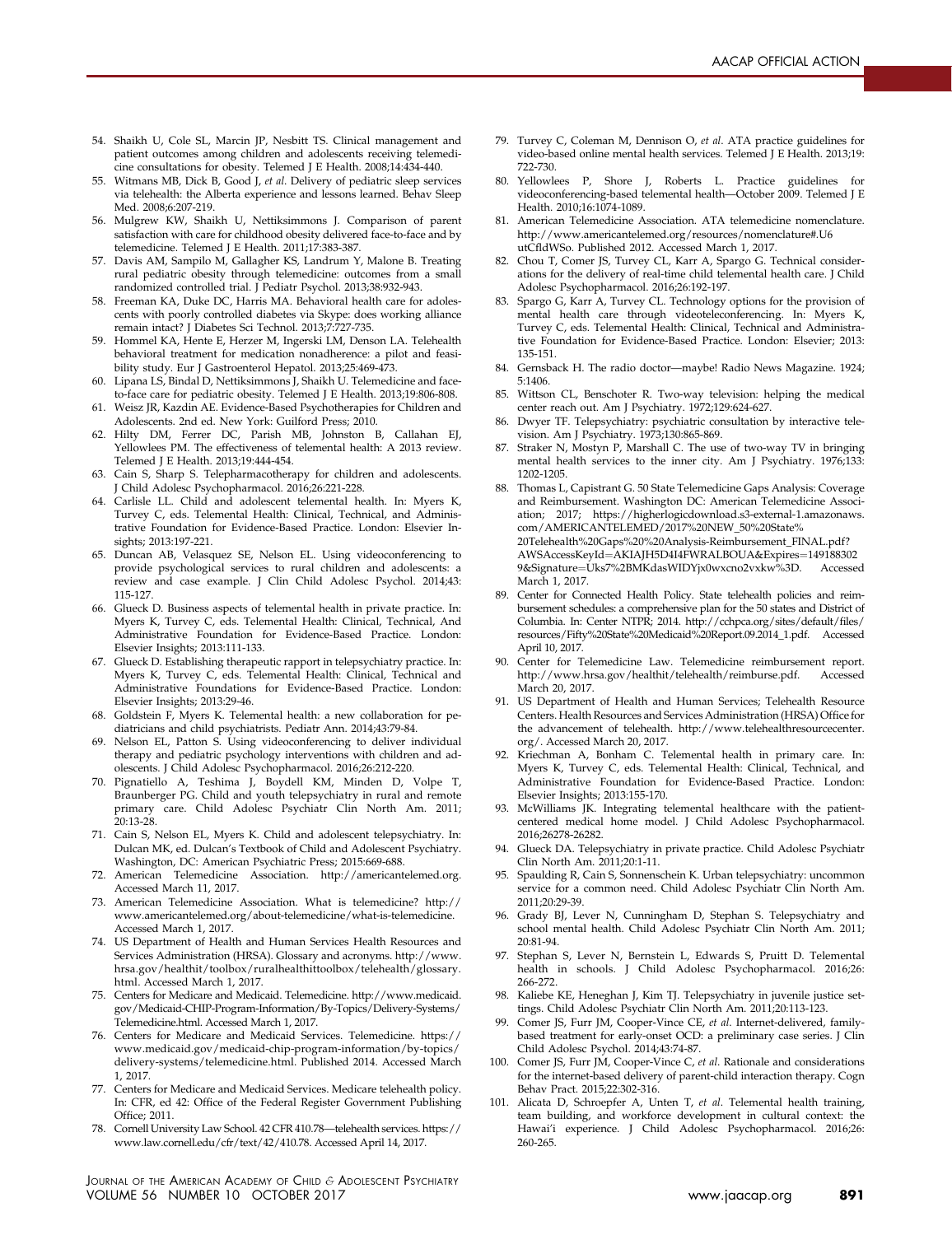54. Shaikh U, Cole SL, Marcin JP, Nesbitt TS. Clinical management and patient outcomes among children and adolescents receiving telemedicine consultations for obesity. Telemed J E Health. 2008;14:434-440.
55. Witmans MB, Dick B, Good J, *et al*. Delivery of pediatric sleep services via telehealth: the Alberta experience and lessons learned. Behav Sleep Med. 2008;6:207-219.
56. Mulgrew KW, Shaikh U, Nettiksimmons J. Comparison of parent satisfaction with care for childhood obesity delivered face-to-face and by telemedicine. Telemed J E Health. 2011;17:383-387.
57. Davis AM, Sampilo M, Gallagher KS, Landrum Y, Malone B. Treating rural pediatric obesity through telemedicine: outcomes from a small randomized controlled trial. J Pediatr Psychol. 2013;38:932-943.
58. Freeman KA, Duke DC, Harris MA. Behavioral health care for adolescents with poorly controlled diabetes via Skype: does working alliance remain intact? J Diabetes Sci Technol. 2013;7:727-735.
59. Hommel KA, Hente E, Herzer M, Ingerski LM, Denson LA. Telehealth behavioral treatment for medication nonadherence: a pilot and feasibility study. Eur J Gastroenterol Hepatol. 2013;25:469-473.
60. Lipana LS, Bindal D, Nettiksimmons J, Shaikh U. Telemedicine and face-to-face care for pediatric obesity. Telemed J E Health. 2013;19:806-808.
61. Weisz JR, Kazdin AE. Evidence-Based Psychotherapies for Children and Adolescents. 2nd ed. New York: Guilford Press; 2010.
62. Hilty DM, Ferrer DC, Parish MB, Johnston B, Callahan EJ, Yellowlees PM. The effectiveness of telemental health: A 2013 review. Telemed J E Health. 2013;19:444-454.
63. Cain S, Sharp S. Telepharmacotherapy for children and adolescents. J Child Adolesc Psychopharmacol. 2016;26:221-228.
64. Carlisle LL. Child and adolescent telemental health. In: Myers K, Turvey C, eds. Telemental Health: Clinical, Technical, and Administrative Foundation for Evidence-Based Practice. London: Elsevier Insights; 2013:197-221.
65. Duncan AB, Velasquez SE, Nelson EL. Using videoconferencing to provide psychological services to rural children and adolescents: a review and case example. J Clin Child Adolesc Psychol. 2014;43: 115-127.
66. Glueck D. Business aspects of telemental health in private practice. In: Myers K, Turvey C, eds. Telemental Health: Clinical, Technical, And Administrative Foundation for Evidence-Based Practice. London: Elsevier Insights; 2013:111-133.
67. Glueck D. Establishing therapeutic rapport in telepsychiatry practice. In: Myers K, Turvey C, eds. Telemental Health: Clinical, Technical and Administrative Foundations for Evidence-Based Practice. London: Elsevier Insights; 2013:29-46.
68. Goldstein F, Myers K. Telemental health: a new collaboration for pediatricians and child psychiatrists. Pediatr Ann. 2014;43:79-84.
69. Nelson EL, Patton S. Using videoconferencing to deliver individual therapy and pediatric psychology interventions with children and adolescents. J Child Adolesc Psychopharmacol. 2016;26:212-220.
70. Pignatiello A, Teshima J, Boydell KM, Minden D, Volpe T, Braunberger PG. Child and youth telepsychiatry in rural and remote primary care. Child Adolesc Psychiatr Clin North Am. 2011; 20:13-28.
71. Cain S, Nelson EL, Myers K. Child and adolescent telepsychiatry. In: Dulcan MK, ed. Dulcan's Textbook of Child and Adolescent Psychiatry. Washington, DC: American Psychiatric Press; 2015:669-688.
72. American Telemedicine Association. http://americantelemed.org. Accessed March 11, 2017.
73. American Telemedicine Association. What is telemedicine? http://www.americantelemed.org/about-telemedicine/what-is-telemedicine. Accessed March 1, 2017.
74. US Department of Health and Human Services Health Resources and Services Administration (HRSA). Glossary and acronyms. http://www.hrsa.gov/healthit/toolbox/ruralhealthittoolbox/telehealth/glossary.html. Accessed March 1, 2017.
75. Centers for Medicare and Medicaid. Telemedicine. http://www.medicaid.gov/Medicaid-CHIP-Program-Information/By-Topics/Delivery-Systems/Telemedicine.html. Accessed March 1, 2017.
76. Centers for Medicare and Medicaid Services. Telemedicine. https://www.medicaid.gov/medicaid-chip-program-information/by-topics/delivery-systems/telemedicine.html. Published 2014. Accessed March 1, 2017.
77. Centers for Medicare and Medicaid Services. Medicare telehealth policy. In: CFR, ed 42: Office of the Federal Register Government Publishing Office; 2011.
78. Cornell University Law School. 42 CFR 410.78—telehealth services. https://www.law.cornell.edu/cfr/text/42/410.78. Accessed April 14, 2017.
79. Turvey C, Coleman M, Dennison O, *et al*. ATA practice guidelines for video-based online mental health services. Telemed J E Health. 2013;19: 722-730.
80. Yellowlees P, Shore J, Roberts L. Practice guidelines for videoconferencing-based telemental health—October 2009. Telemed J E Health. 2010;16:1074-1089.
81. American Telemedicine Association. ATA telemedicine nomenclature. http://www.americantelemed.org/resources/nomenclature#.U6utCfldWSo. Published 2012. Accessed March 1, 2017.
82. Chou T, Comer JS, Turvey CL, Karr A, Spargo G. Technical considerations for the delivery of real-time child telemental health care. J Child Adolesc Psychopharmacol. 2016;26:192-197.
83. Spargo G, Karr A, Turvey CL. Technology options for the provision of mental health care through videoteleconferencing. In: Myers K, Turvey C, eds. Telemental Health: Clinical, Technical and Administrative Foundation for Evidence-Based Practice. London: Elsevier; 2013: 135-151.
84. Gernsback H. The radio doctor—maybe! Radio News Magazine. 1924; 5:1406.
85. Wittson CL, Benschoter R. Two-way television: helping the medical center reach out. Am J Psychiatry. 1972;129:624-627.
86. Dwyer TF. Telepsychiatry: psychiatric consultation by interactive television. Am J Psychiatry. 1973;130:865-869.
87. Straker N, Mostyn P, Marshall C. The use of two-way TV in bringing mental health services to the inner city. Am J Psychiatry. 1976;133: 1202-1205.
88. Thomas L, Capistrant G. 50 State Telemedicine Gaps Analysis: Coverage and Reimbursement. Washington DC: American Telemedicine Association; 2017; https://higherlogicdownload.s3-external-1.amazonaws.com/AMERICANTELEMED/2017%20NEW_50%20State%20Telehealth%20Gaps%20%20Analysis-Reimbursement_FINAL.pdf?AWSAccessKeyId=AKIAJH5D4I4FWRALBOUA&Expires=1491883029&Signature=Uks7%2BMKdasWIDYjx0wxcno2vxkw%3D. Accessed March 1, 2017.
89. Center for Connected Health Policy. State telehealth policies and reimbursement schedules: a comprehensive plan for the 50 states and District of Columbia. In: Center NTPR; 2014. http://cchpca.org/sites/default/files/resources/Fifty%20State%20Medicaid%20Report.09.2014_1.pdf. Accessed April 10, 2017.
90. Center for Telemedicine Law. Telemedicine reimbursement report. http://www.hrsa.gov/healthit/telehealth/reimburse.pdf. Accessed March 20, 2017.
91. US Department of Health and Human Services; Telehealth Resource Centers. Health Resources and Services Administration (HRSA) Office for the advancement of telehealth. http://www.telehealthresourcecenter.org/. Accessed March 20, 2017.
92. Kriechman A, Bonham C. Telemental health in primary care. In: Myers K, Turvey C, eds. Telemental Health: Clinical, Technical, and Administrative Foundation for Evidence-Based Practice. London: Elsevier Insights; 2013:155-170.
93. McWilliams JK. Integrating telemental healthcare with the patient-centered medical home model. J Child Adolesc Psychopharmacol. 2016;26278-26282.
94. Glueck DA. Telepsychiatry in private practice. Child Adolesc Psychiatr Clin North Am. 2011;20:1-11.
95. Spaulding R, Cain S, Sonnenschein K. Urban telepsychiatry: uncommon service for a common need. Child Adolesc Psychiatr Clin North Am. 2011;20:29-39.
96. Grady BJ, Lever N, Cunningham D, Stephan S. Telepsychiatry and school mental health. Child Adolesc Psychiatr Clin North Am. 2011; 20:81-94.
97. Stephan S, Lever N, Bernstein L, Edwards S, Pruitt D. Telemental health in schools. J Child Adolesc Psychopharmacol. 2016;26: 266-272.
98. Kaliebe KE, Heneghan J, Kim TJ. Telepsychiatry in juvenile justice settings. Child Adolesc Psychiatr Clin North Am. 2011;20:113-123.
99. Comer JS, Furr JM, Cooper-Vince CE, *et al*. Internet-delivered, family-based treatment for early-onset OCD: a preliminary case series. J Clin Child Adolesc Psychol. 2014;43:74-87.
100. Comer JS, Furr JM, Cooper-Vince C, *et al*. Rationale and considerations for the internet-based delivery of parent-child interaction therapy. Cogn Behav Pract. 2015;22:302-316.
101. Alicata D, Schroepfer A, Unten T, *et al*. Telemental health training, team building, and workforce development in cultural context: the Hawai'i experience. J Child Adolesc Psychopharmacol. 2016;26: 260-265.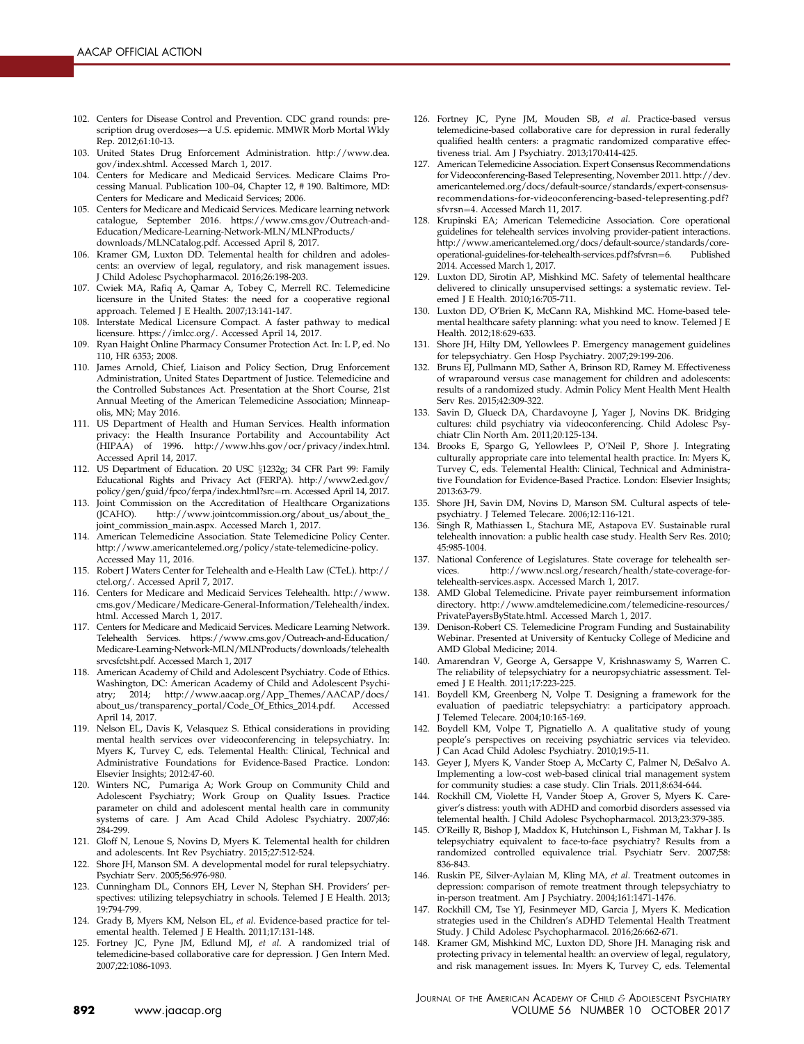102. Centers for Disease Control and Prevention. CDC grand rounds: prescription drug overdoses—a U.S. epidemic. MMWR Morb Mortal Wkly Rep. 2012;61:10-13.
103. United States Drug Enforcement Administration. http://www.dea.gov/index.shtml. Accessed March 1, 2017.
104. Centers for Medicare and Medicaid Services. Medicare Claims Processing Manual. Publication 100–04, Chapter 12, # 190. Baltimore, MD: Centers for Medicare and Medicaid Services; 2006.
105. Centers for Medicare and Medicaid Services. Medicare learning network catalogue, September 2016. https://www.cms.gov/Outreach-and-Education/Medicare-Learning-Network-MLN/MLNProducts/downloads/MLNCatalog.pdf. Accessed April 8, 2017.
106. Kramer GM, Luxton DD. Telemental health for children and adolescents: an overview of legal, regulatory, and risk management issues. J Child Adolesc Psychopharmacol. 2016;26:198-203.
107. Cwiek MA, Rafiq A, Qamar A, Tobey C, Merrell RC. Telemedicine licensure in the United States: the need for a cooperative regional approach. Telemed J E Health. 2007;13:141-147.
108. Interstate Medical Licensure Compact. A faster pathway to medical licensure. https://imlcc.org/. Accessed April 14, 2017.
109. Ryan Haight Online Pharmacy Consumer Protection Act. In: L P, ed. No 110, HR 6353; 2008.
110. James Arnold, Chief, Liaison and Policy Section, Drug Enforcement Administration, United States Department of Justice. Telemedicine and the Controlled Substances Act. Presentation at the Short Course, 21st Annual Meeting of the American Telemedicine Association; Minneapolis, MN; May 2016.
111. US Department of Health and Human Services. Health information privacy: the Health Insurance Portability and Accountability Act (HIPAA) of 1996. http://www.hhs.gov/ocr/privacy/index.html. Accessed April 14, 2017.
112. US Department of Education. 20 USC §1232g; 34 CFR Part 99: Family Educational Rights and Privacy Act (FERPA). http://www2.ed.gov/policy/gen/guid/fpco/ferpa/index.html?src=rn. Accessed April 14, 2017.
113. Joint Commission on the Accreditation of Healthcare Organizations (JCAHO). http://www.jointcommission.org/about_us/about_the_joint_commission_main.aspx. Accessed March 1, 2017.
114. American Telemedicine Association. State Telemedicine Policy Center. http://www.americantelemed.org/policy/state-telemedicine-policy. Accessed May 11, 2016.
115. Robert J Waters Center for Telehealth and e-Health Law (CTeL). http://ctel.org/. Accessed April 7, 2017.
116. Centers for Medicare and Medicaid Services Telehealth. http://www.cms.gov/Medicare/Medicare-General-Information/Telehealth/index.html. Accessed March 1, 2017.
117. Centers for Medicare and Medicaid Services. Medicare Learning Network. Telehealth Services. https://www.cms.gov/Outreach-and-Education/Medicare-Learning-Network-MLN/MLNProducts/downloads/telehealthsrvcsfctsht.pdf. Accessed March 1, 2017
118. American Academy of Child and Adolescent Psychiatry. Code of Ethics. Washington, DC: American Academy of Child and Adolescent Psychiatry; 2014; http://www.aacap.org/App_Themes/AACAP/docs/about_us/transparency_portal/Code_Of_Ethics_2014.pdf. Accessed April 14, 2017.
119. Nelson EL, Davis K, Velasquez S. Ethical considerations in providing mental health services over videoconferencing in telepsychiatry. In: Myers K, Turvey C, eds. Telemental Health: Clinical, Technical and Administrative Foundations for Evidence-Based Practice. London: Elsevier Insights; 2012:47-60.
120. Winters NC, Pumariga A; Work Group on Community Child and Adolescent Psychiatry; Work Group on Quality Issues. Practice parameter on child and adolescent mental health care in community systems of care. J Am Acad Child Adolesc Psychiatry. 2007;46:284-299.
121. Gloff N, Lenoue S, Novins D, Myers K. Telemental health for children and adolescents. Int Rev Psychiatry. 2015;27:512-524.
122. Shore JH, Manson SM. A developmental model for rural telepsychiatry. Psychiatr Serv. 2005;56:976-980.
123. Cunningham DL, Connors EH, Lever N, Stephan SH. Providers' perspectives: utilizing telepsychiatry in schools. Telemed J E Health. 2013;19:794-799.
124. Grady B, Myers KM, Nelson EL, *et al*. Evidence-based practice for telemental health. Telemed J E Health. 2011;17:131-148.
125. Fortney JC, Pyne JM, Edlund MJ, *et al*. A randomized trial of telemedicine-based collaborative care for depression. J Gen Intern Med. 2007;22:1086-1093.
126. Fortney JC, Pyne JM, Mouden SB, *et al*. Practice-based versus telemedicine-based collaborative care for depression in rural federally qualified health centers: a pragmatic randomized comparative effectiveness trial. Am J Psychiatry. 2013;170:414-425.
127. American Telemedicine Association. Expert Consensus Recommendations for Videoconferencing-Based Telepresenting, November 2011. http://dev.americantelemed.org/docs/default-source/standards/expert-consensus-recommendations-for-videoconferencing-based-telepresenting.pdf?sfvrsn=4. Accessed March 11, 2017.
128. Krupinski EA; American Telemedicine Association. Core operational guidelines for telehealth services involving provider-patient interactions. http://www.americantelemed.org/docs/default-source/standards/core-operational-guidelines-for-telehealth-services.pdf?sfvrsn=6. Published 2014. Accessed March 1, 2017.
129. Luxton DD, Sirotin AP, Mishkind MC. Safety of telemental healthcare delivered to clinically unsupervised settings: a systematic review. Telemed J E Health. 2010;16:705-711.
130. Luxton DD, O'Brien K, McCann RA, Mishkind MC. Home-based telemental healthcare safety planning: what you need to know. Telemed J E Health. 2012;18:629-633.
131. Shore JH, Hilty DM, Yellowlees P. Emergency management guidelines for telepsychiatry. Gen Hosp Psychiatry. 2007;29:199-206.
132. Bruns EJ, Pullmann MD, Sather A, Brinson RD, Ramey M. Effectiveness of wraparound versus case management for children and adolescents: results of a randomized study. Admin Policy Ment Health Ment Health Serv Res. 2015;42:309-322.
133. Savin D, Glueck DA, Chardavoyne J, Yager J, Novins DK. Bridging cultures: child psychiatry via videoconferencing. Child Adolesc Psychiatr Clin North Am. 2011;20:125-134.
134. Brooks E, Spargo G, Yellowlees P, O'Neil P, Shore J. Integrating culturally appropriate care into telemental health practice. In: Myers K, Turvey C, eds. Telemental Health: Clinical, Technical and Administrative Foundation for Evidence-Based Practice. London: Elsevier Insights; 2013:63-79.
135. Shore JH, Savin DM, Novins D, Manson SM. Cultural aspects of telepsychiatry. J Telemed Telecare. 2006;12:116-121.
136. Singh R, Mathiassen L, Stachura ME, Astapova EV. Sustainable rural telehealth innovation: a public health case study. Health Serv Res. 2010;45:985-1004.
137. National Conference of Legislatures. State coverage for telehealth services. http://www.ncsl.org/research/health/state-coverage-for-telehealth-services.aspx. Accessed March 1, 2017.
138. AMD Global Telemedicine. Private payer reimbursement information directory. http://www.amdtelemedicine.com/telemedicine-resources/PrivatePayersByState.html. Accessed March 1, 2017.
139. Denison-Robert CS. Telemedicine Program Funding and Sustainability Webinar. Presented at University of Kentucky College of Medicine and AMD Global Medicine; 2014.
140. Amarendran V, George A, Gersappe V, Krishnaswamy S, Warren C. The reliability of telepsychiatry for a neuropsychiatric assessment. Telemed J E Health. 2011;17:223-225.
141. Boydell KM, Greenberg N, Volpe T. Designing a framework for the evaluation of paediatric telepsychiatry: a participatory approach. J Telemed Telecare. 2004;10:165-169.
142. Boydell KM, Volpe T, Pignatiello A. A qualitative study of young people's perspectives on receiving psychiatric services via televideo. J Can Acad Child Adolesc Psychiatry. 2010;19:5-11.
143. Geyer J, Myers K, Vander Stoep A, McCarty C, Palmer N, DeSalvo A. Implementing a low-cost web-based clinical trial management system for community studies: a case study. Clin Trials. 2011;8:634-644.
144. Rockhill CM, Violette H, Vander Stoep A, Grover S, Myers K. Caregiver's distress: youth with ADHD and comorbid disorders assessed via telemental health. J Child Adolesc Psychopharmacol. 2013;23:379-385.
145. O'Reilly R, Bishop J, Maddox K, Hutchinson L, Fishman M, Takhar J. Is telepsychiatry equivalent to face-to-face psychiatry? Results from a randomized controlled equivalence trial. Psychiatr Serv. 2007;58:836-843.
146. Ruskin PE, Silver-Aylaian M, Kling MA, *et al*. Treatment outcomes in depression: comparison of remote treatment through telepsychiatry to in-person treatment. Am J Psychiatry. 2004;161:1471-1476.
147. Rockhill CM, Tse YJ, Fesinmeyer MD, Garcia J, Myers K. Medication strategies used in the Children's ADHD Telemental Health Treatment Study. J Child Adolesc Psychopharmacol. 2016;26:662-671.
148. Kramer GM, Mishkind MC, Luxton DD, Shore JH. Managing risk and protecting privacy in telemental health: an overview of legal, regulatory, and risk management issues. In: Myers K, Turvey C, eds. Telemental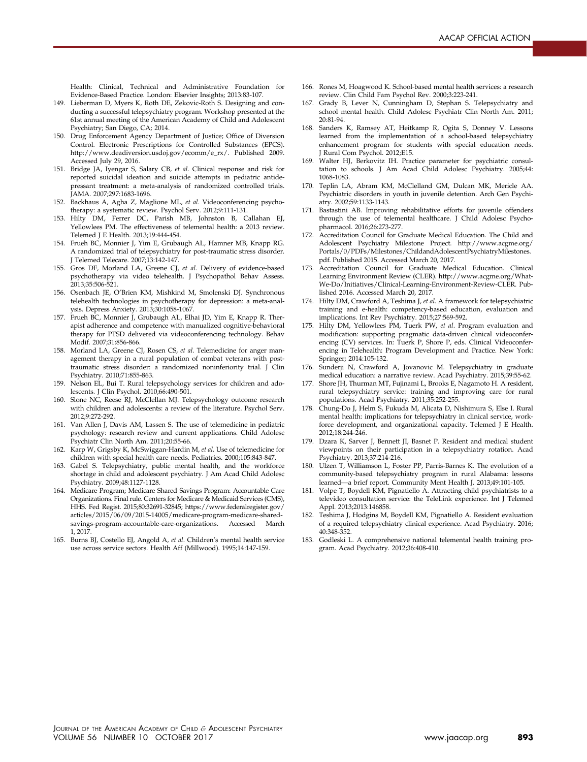Health: Clinical, Technical and Administrative Foundation for Evidence-Based Practice. London: Elsevier Insights; 2013:83-107.

149. Lieberman D, Myers K, Roth DE, Zekovic-Roth S. Designing and conducting a successful telepsychiatry program. Workshop presented at the 61st annual meeting of the American Academy of Child and Adolescent Psychiatry; San Diego, CA; 2014.
150. Drug Enforcement Agency Department of Justice; Office of Diversion Control. Electronic Prescriptions for Controlled Substances (EPCS). http://www.deadiversion.usdoj.gov/ecomm/e_rx/. Published 2009. Accessed July 29, 2016.
151. Bridge JA, Iyengar S, Salary CB, *et al*. Clinical response and risk for reported suicidal ideation and suicide attempts in pediatric antidepressant treatment: a meta-analysis of randomized controlled trials. JAMA. 2007;297:1683-1696.
152. Backhaus A, Agha Z, Maglione ML, *et al*. Videoconferencing psychotherapy: a systematic review. Psychol Serv. 2012;9:111-131.
153. Hilty DM, Ferrer DC, Parish MB, Johnston B, Callahan EJ, Yellowlees PM. The effectiveness of telemental health: a 2013 review. Telemed J E Health. 2013;19:444-454.
154. Frueh BC, Monnier J, Yim E, Grubaugh AL, Hamner MB, Knapp RG. A randomized trial of telepsychiatry for post-traumatic stress disorder. J Telemed Telecare. 2007;13:142-147.
155. Gros DF, Morland LA, Greene CJ, *et al*. Delivery of evidence-based psychotherapy via video telehealth. J Psychopathol Behav Assess. 2013;35:506-521.
156. Osenbach JE, O'Brien KM, Mishkind M, Smolenski DJ. Synchronous telehealth technologies in psychotherapy for depression: a meta-analysis. Depress Anxiety. 2013;30:1058-1067.
157. Frueh BC, Monnier J, Grubaugh AL, Elhai JD, Yim E, Knapp R. Therapist adherence and competence with manualized cognitive-behavioral therapy for PTSD delivered via videoconferencing technology. Behav Modif. 2007;31:856-866.
158. Morland LA, Greene CJ, Rosen CS, *et al*. Telemedicine for anger management therapy in a rural population of combat veterans with post-traumatic stress disorder: a randomized noninferiority trial. J Clin Psychiatry. 2010;71:855-863.
159. Nelson EL, Bui T. Rural telepsychology services for children and adolescents. J Clin Psychol. 2010;66:490-501.
160. Slone NC, Reese RJ, McClellan MJ. Telepsychology outcome research with children and adolescents: a review of the literature. Psychol Serv. 2012;9:272-292.
161. Van Allen J, Davis AM, Lassen S. The use of telemedicine in pediatric psychology: research review and current applications. Child Adolesc Psychiatr Clin North Am. 2011;20:55-66.
162. Karp W, Grigsby K, McSwiggan-Hardin M, *et al*. Use of telemedicine for children with special health care needs. Pediatrics. 2000;105:843-847.
163. Gabel S. Telepsychiatry, public mental health, and the workforce shortage in child and adolescent psychiatry. J Am Acad Child Adolesc Psychiatry. 2009;48:1127-1128.
164. Medicare Program; Medicare Shared Savings Program: Accountable Care Organizations. Final rule. Centers for Medicare & Medicaid Services (CMS), HHS. Fed Regist. 2015;80:32691-32845; https://www.federalregister.gov/articles/2015/06/09/2015-14005/medicare-program-medicare-shared-savings-program-accountable-care-organizations. Accessed March 1, 2017.
165. Burns BJ, Costello EJ, Angold A, *et al*. Children's mental health service use across service sectors. Health Aff (Millwood). 1995;14:147-159.
166. Rones M, Hoagwood K. School-based mental health services: a research review. Clin Child Fam Psychol Rev. 2000;3:223-241.
167. Grady B, Lever N, Cunningham D, Stephan S. Telepsychiatry and school mental health. Child Adolesc Psychiatr Clin North Am. 2011; 20:81-94.
168. Sanders K, Ramsey AT, Heitkamp R, Ogita S, Donney V. Lessons learned from the implementation of a school-based telepsychiatry enhancement program for students with special education needs. J Rural Com Psychol. 2012;E15.
169. Walter HJ, Berkovitz IH. Practice parameter for psychiatric consultation to schools. J Am Acad Child Adolesc Psychiatry. 2005;44: 1068-1083.
170. Teplin LA, Abram KM, McClelland GM, Dulcan MK, Mericle AA. Psychiatric disorders in youth in juvenile detention. Arch Gen Psychiatry. 2002;59:1133-1143.
171. Bastastini AB. Improving rehabilitative efforts for juvenile offenders through the use of telemental healthcare. J Child Adolesc Psychopharmacol. 2016;26:273-277.
172. Accreditation Council for Graduate Medical Education. The Child and Adolescent Psychiatry Milestone Project. http://www.acgme.org/Portals/0/PDFs/Milestones/ChildandAdolescentPsychiatryMilestones.pdf. Published 2015. Accessed March 20, 2017.
173. Accreditation Council for Graduate Medical Education. Clinical Learning Environment Review (CLER). http://www.acgme.org/What-We-Do/Initiatives/Clinical-Learning-Environment-Review-CLER. Published 2016. Accessed March 20, 2017.
174. Hilty DM, Crawford A, Teshima J, *et al*. A framework for telepsychiatric training and e-health: competency-based education, evaluation and implications. Int Rev Psychiatry. 2015;27:569-592.
175. Hilty DM, Yellowlees PM, Tuerk PW, *et al*. Program evaluation and modification: supporting pragmatic data-driven clinical videoconferencing (CV) services. In: Tuerk P, Shore P, eds. Clinical Videoconferencing in Telehealth: Program Development and Practice. New York: Springer; 2014:105-132.
176. Sunderji N, Crawford A, Jovanovic M. Telepsychiatry in graduate medical education: a narrative review. Acad Psychiatry. 2015;39:55-62.
177. Shore JH, Thurman MT, Fujinami L, Brooks E, Nagamoto H. A resident, rural telepsychiatry service: training and improving care for rural populations. Acad Psychiatry. 2011;35:252-255.
178. Chung-Do J, Helm S, Fukuda M, Alicata D, Nishimura S, Else I. Rural mental health: implications for telepsychiatry in clinical service, workforce development, and organizational capacity. Telemed J E Health. 2012;18:244-246.
179. Dzara K, Sarver J, Bennett JI, Basnet P. Resident and medical student viewpoints on their participation in a telepsychiatry rotation. Acad Psychiatry. 2013;37:214-216.
180. Ulzen T, Williamson L, Foster PP, Parris-Barnes K. The evolution of a community-based telepsychiatry program in rural Alabama: lessons learned—a brief report. Community Ment Health J. 2013;49:101-105.
181. Volpe T, Boydell KM, Pignatiello A. Attracting child psychiatrists to a televideo consultation service: the TeleLink experience. Int J Telemed Appl. 2013;2013:146858.
182. Teshima J, Hodgins M, Boydell KM, Pignatiello A. Resident evaluation of a required telepsychiatry clinical experience. Acad Psychiatry. 2016; 40:348-352.
183. Godleski L. A comprehensive national telemental health training program. Acad Psychiatry. 2012;36:408-410.